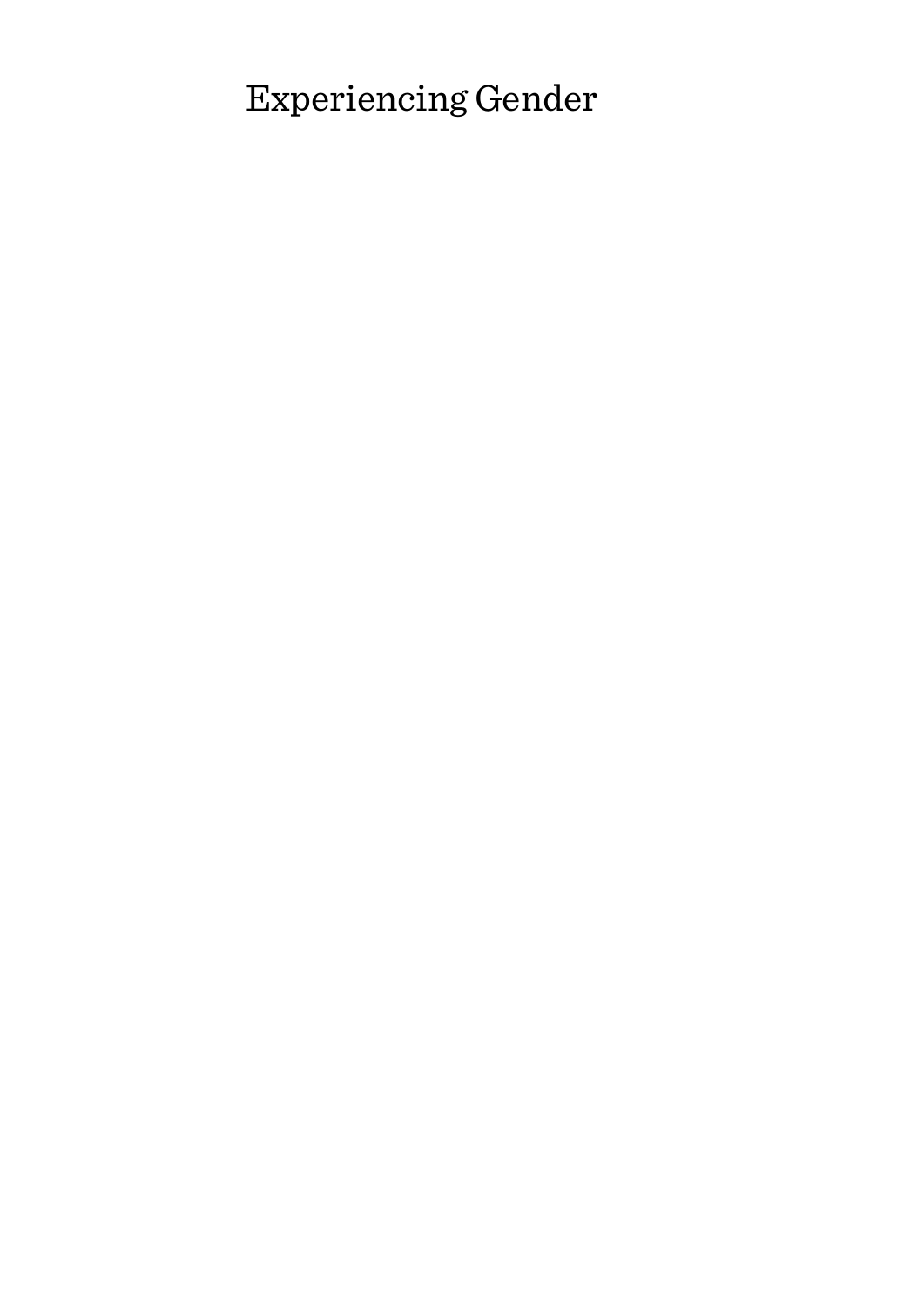# Experiencing Gender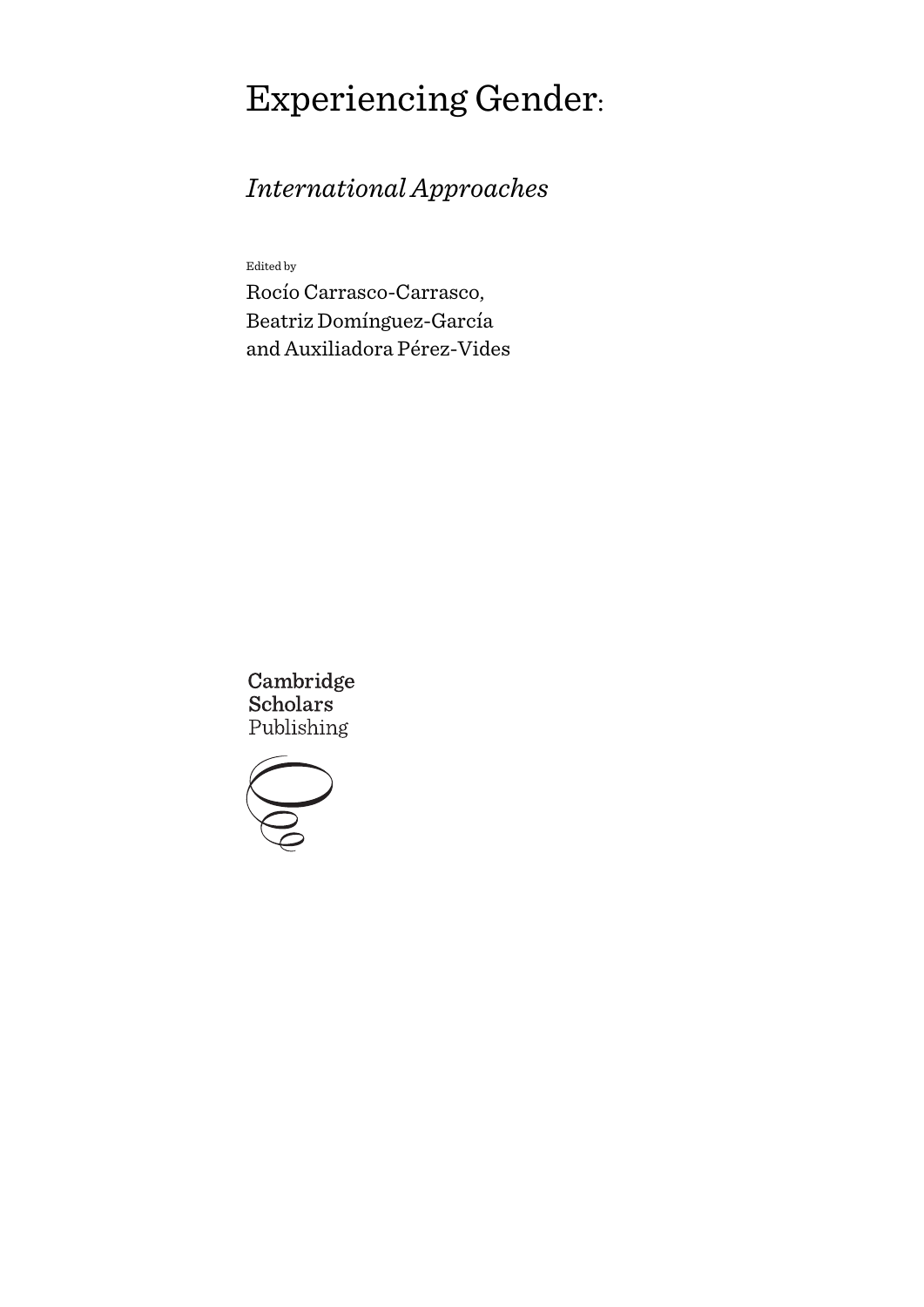# Experiencing Gender:

## *International Approaches*

Edited by

Rocío Carrasco-Carrasco,
Beatriz Domínguez-García
and Auxiliadora Pérez-Vides

Cambridge
Scholars
Publishing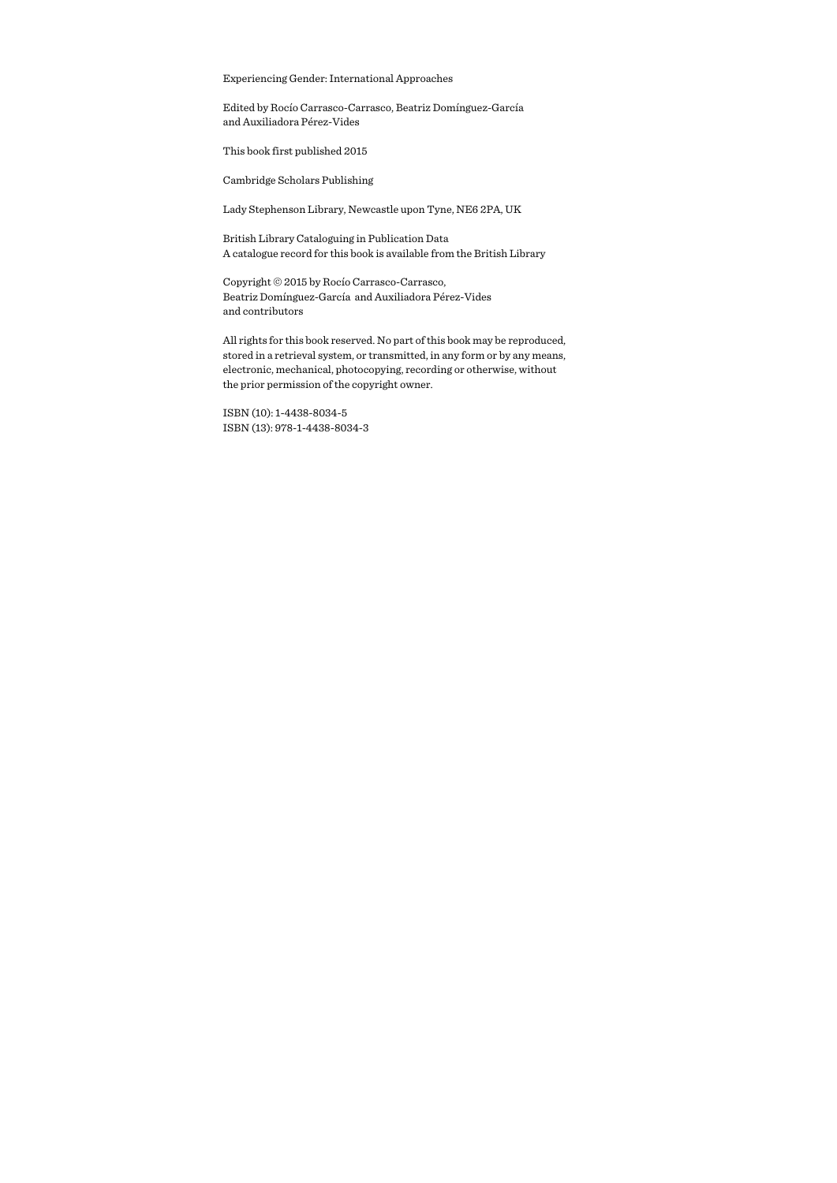Experiencing Gender: International Approaches

Edited by Rocío Carrasco-Carrasco, Beatriz Domínguez-García and Auxiliadora Pérez-Vides

This book first published 2015

Cambridge Scholars Publishing

Lady Stephenson Library, Newcastle upon Tyne, NE6 2PA, UK

British Library Cataloguing in Publication Data
A catalogue record for this book is available from the British Library

Copyright © 2015 by Rocío Carrasco-Carrasco, Beatriz Domínguez-García and Auxiliadora Pérez-Vides and contributors

All rights for this book reserved. No part of this book may be reproduced, stored in a retrieval system, or transmitted, in any form or by any means, electronic, mechanical, photocopying, recording or otherwise, without the prior permission of the copyright owner.

ISBN (10): 1-4438-8034-5
ISBN (13): 978-1-4438-8034-3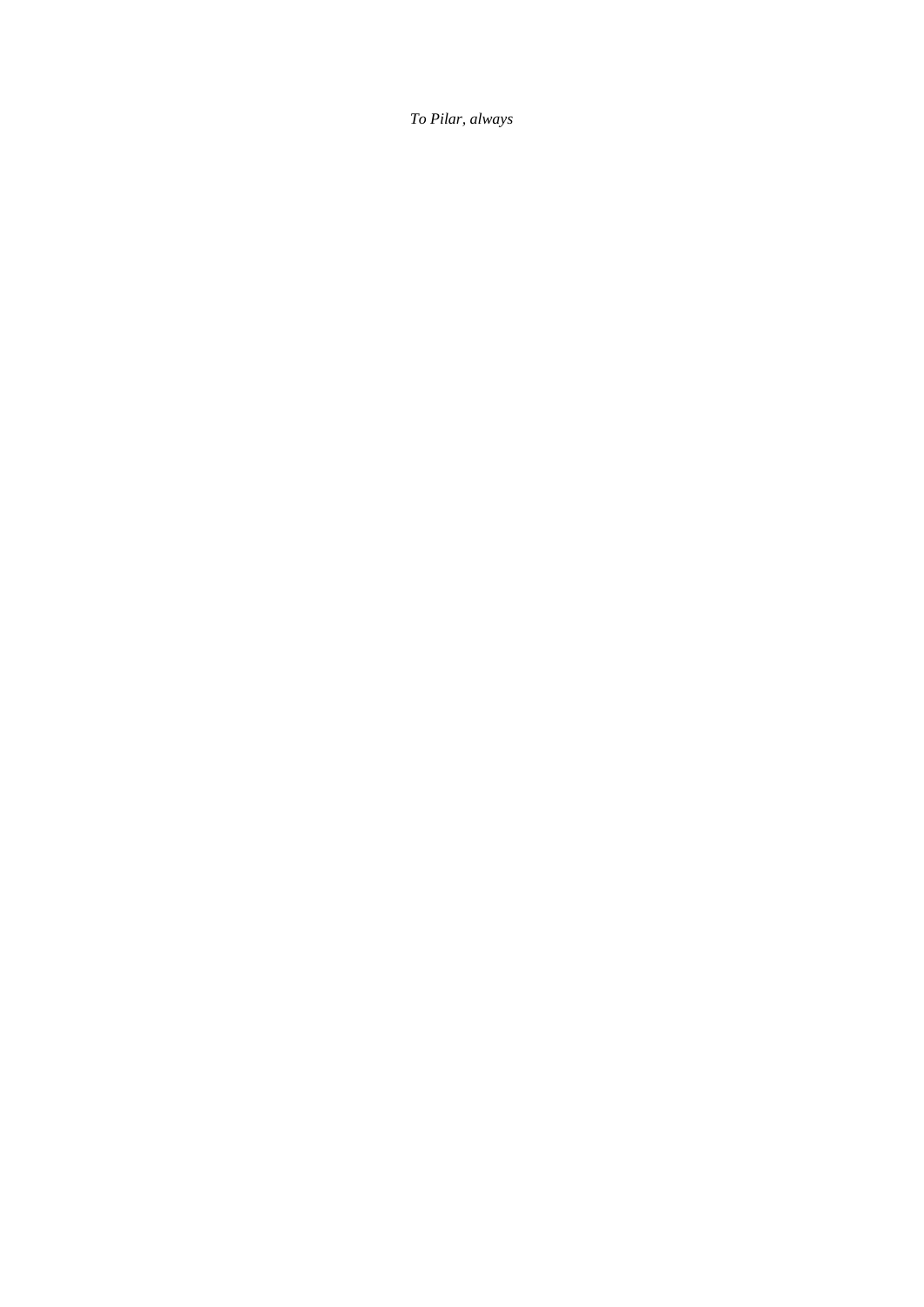*To Pilar, always*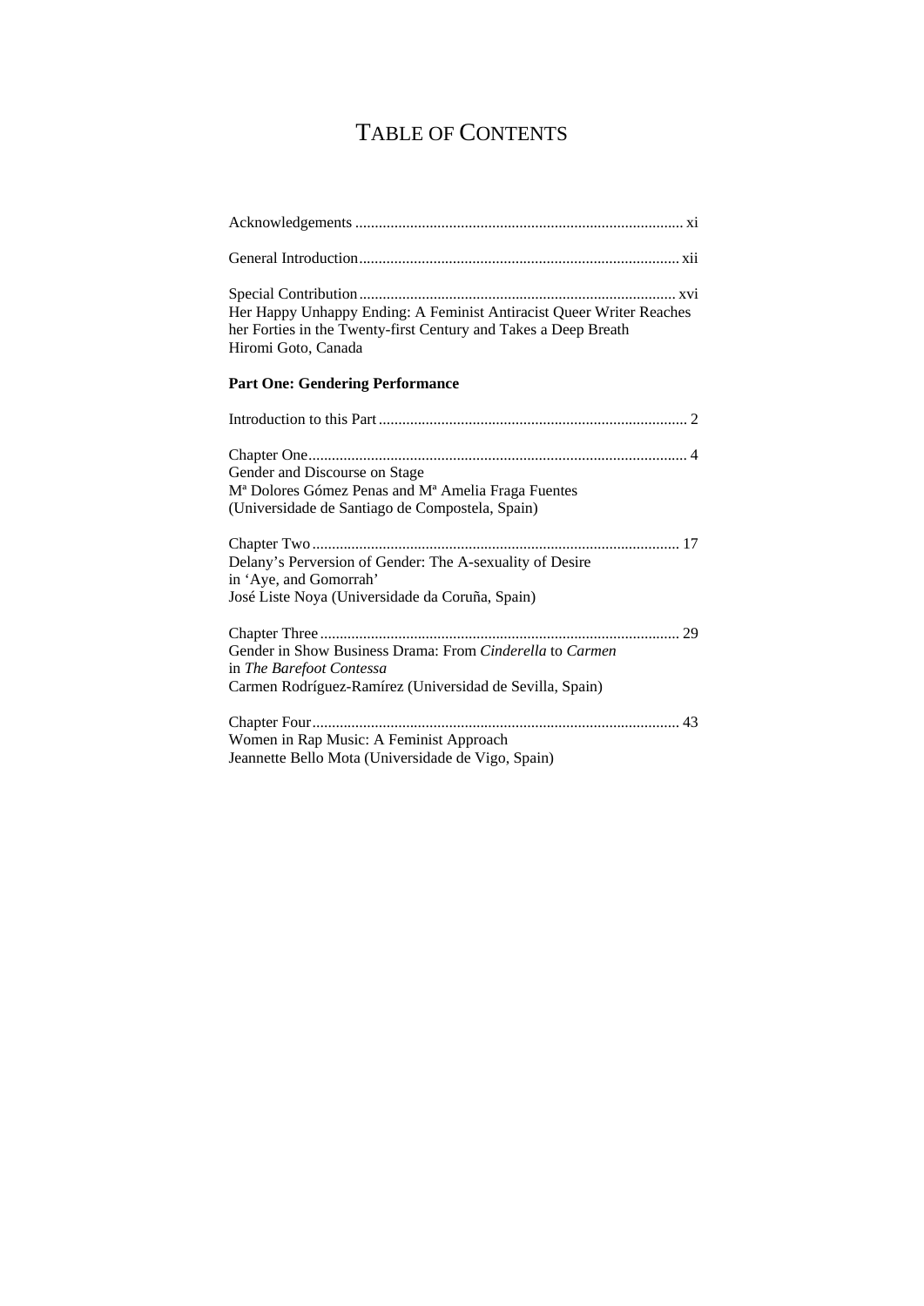# TABLE OF CONTENTS

Acknowledgements .................................................................................... xi

General Introduction................................................................................. xii

Special Contribution................................................................................. xvi
Her Happy Unhappy Ending: A Feminist Antiracist Queer Writer Reaches her Forties in the Twenty-first Century and Takes a Deep Breath
Hiromi Goto, Canada

**Part One: Gendering Performance**

Introduction to this Part.............................................................................. 2

Chapter One................................................................................................ 4
Gender and Discourse on Stage
Mª Dolores Gómez Penas and Mª Amelia Fraga Fuentes
(Universidade de Santiago de Compostela, Spain)

Chapter Two ............................................................................................. 17
Delany's Perversion of Gender: The A-sexuality of Desire
in 'Aye, and Gomorrah'
José Liste Noya (Universidade da Coruña, Spain)

Chapter Three ........................................................................................... 29
Gender in Show Business Drama: From *Cinderella* to *Carmen*
in *The Barefoot Contessa*
Carmen Rodríguez-Ramírez (Universidad de Sevilla, Spain)

Chapter Four............................................................................................. 43
Women in Rap Music: A Feminist Approach
Jeannette Bello Mota (Universidade de Vigo, Spain)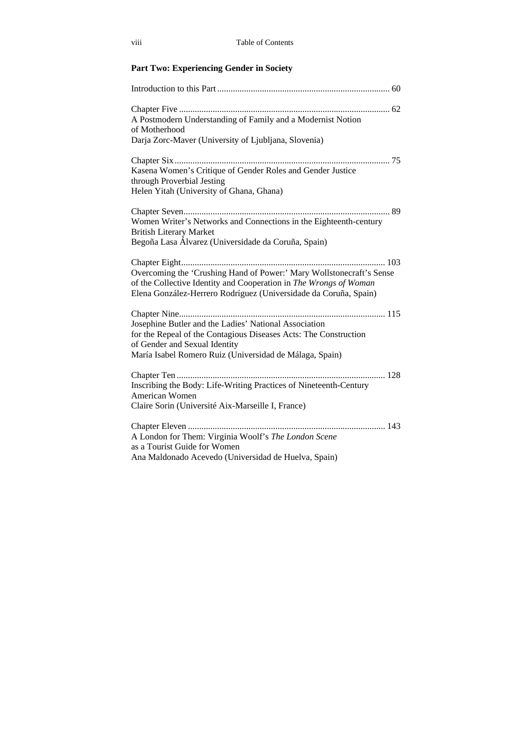## Part Two: Experiencing Gender in Society

Introduction to this Part ............................................................................ 60

Chapter Five ............................................................................................. 62
A Postmodern Understanding of Family and a Modernist Notion of Motherhood
Darja Zorc-Maver (University of Ljubljana, Slovenia)

Chapter Six ............................................................................................... 75
Kasena Women's Critique of Gender Roles and Gender Justice through Proverbial Jesting
Helen Yitah (University of Ghana, Ghana)

Chapter Seven ........................................................................................... 89
Women Writer's Networks and Connections in the Eighteenth-century British Literary Market
Begoña Lasa Álvarez (Universidade da Coruña, Spain)

Chapter Eight .......................................................................................... 103
Overcoming the 'Crushing Hand of Power:' Mary Wollstonecraft's Sense of the Collective Identity and Cooperation in *The Wrongs of Woman*
Elena González-Herrero Rodríguez (Universidade da Coruña, Spain)

Chapter Nine ........................................................................................... 115
Josephine Butler and the Ladies' National Association for the Repeal of the Contagious Diseases Acts: The Construction of Gender and Sexual Identity
María Isabel Romero Ruiz (Universidad de Málaga, Spain)

Chapter Ten ............................................................................................ 128
Inscribing the Body: Life-Writing Practices of Nineteenth-Century American Women
Claire Sorin (Université Aix-Marseille I, France)

Chapter Eleven ....................................................................................... 143
A London for Them: Virginia Woolf's *The London Scene* as a Tourist Guide for Women
Ana Maldonado Acevedo (Universidad de Huelva, Spain)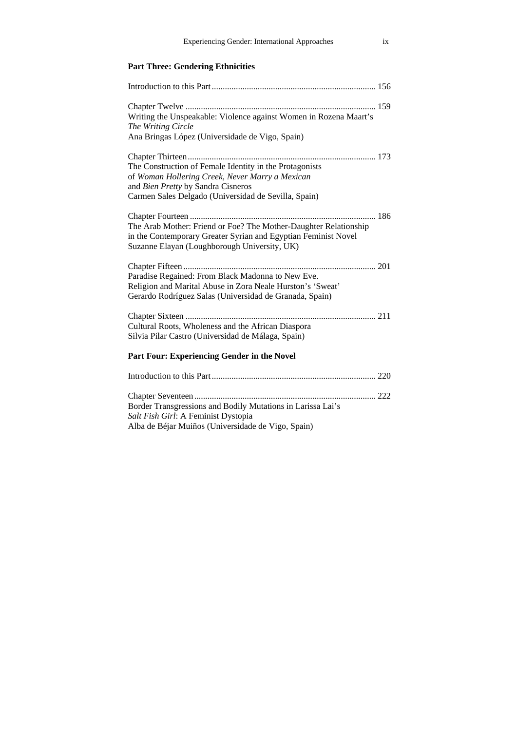**Part Three: Gendering Ethnicities**

Introduction to this Part .......................................................................... 156

Chapter Twelve ...................................................................................... 159
Writing the Unspeakable: Violence against Women in Rozena Maart's *The Writing Circle*
Ana Bringas López (Universidade de Vigo, Spain)

Chapter Thirteen..................................................................................... 173
The Construction of Female Identity in the Protagonists of *Woman Hollering Creek, Never Marry a Mexican* and *Bien Pretty* by Sandra Cisneros
Carmen Sales Delgado (Universidad de Sevilla, Spain)

Chapter Fourteen .................................................................................... 186
The Arab Mother: Friend or Foe? The Mother-Daughter Relationship in the Contemporary Greater Syrian and Egyptian Feminist Novel
Suzanne Elayan (Loughborough University, UK)

Chapter Fifteen....................................................................................... 201
Paradise Regained: From Black Madonna to New Eve. Religion and Marital Abuse in Zora Neale Hurston's 'Sweat'
Gerardo Rodríguez Salas (Universidad de Granada, Spain)

Chapter Sixteen ...................................................................................... 211
Cultural Roots, Wholeness and the African Diaspora
Silvia Pilar Castro (Universidad de Málaga, Spain)

**Part Four: Experiencing Gender in the Novel**

Introduction to this Part .......................................................................... 220

Chapter Seventeen.................................................................................. 222
Border Transgressions and Bodily Mutations in Larissa Lai's *Salt Fish Girl*: A Feminist Dystopia
Alba de Béjar Muiños (Universidade de Vigo, Spain)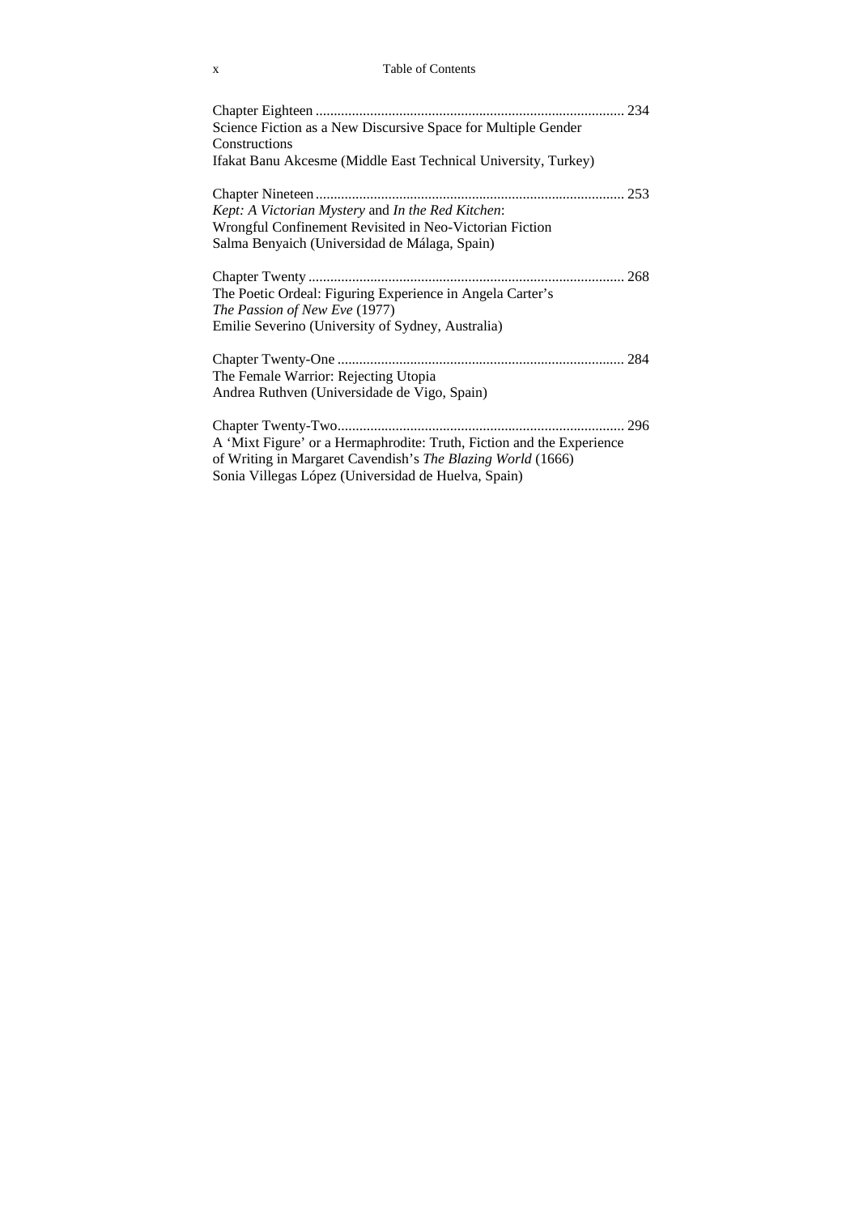Chapter Eighteen .................................................................................... 234
Science Fiction as a New Discursive Space for Multiple Gender Constructions
Ifakat Banu Akcesme (Middle East Technical University, Turkey)

Chapter Nineteen .................................................................................... 253
*Kept: A Victorian Mystery* and *In the Red Kitchen*:
Wrongful Confinement Revisited in Neo-Victorian Fiction
Salma Benyaich (Universidad de Málaga, Spain)

Chapter Twenty ...................................................................................... 268
The Poetic Ordeal: Figuring Experience in Angela Carter's
*The Passion of New Eve* (1977)
Emilie Severino (University of Sydney, Australia)

Chapter Twenty-One .............................................................................. 284
The Female Warrior: Rejecting Utopia
Andrea Ruthven (Universidade de Vigo, Spain)

Chapter Twenty-Two............................................................................... 296
A 'Mixt Figure' or a Hermaphrodite: Truth, Fiction and the Experience
of Writing in Margaret Cavendish's *The Blazing World* (1666)
Sonia Villegas López (Universidad de Huelva, Spain)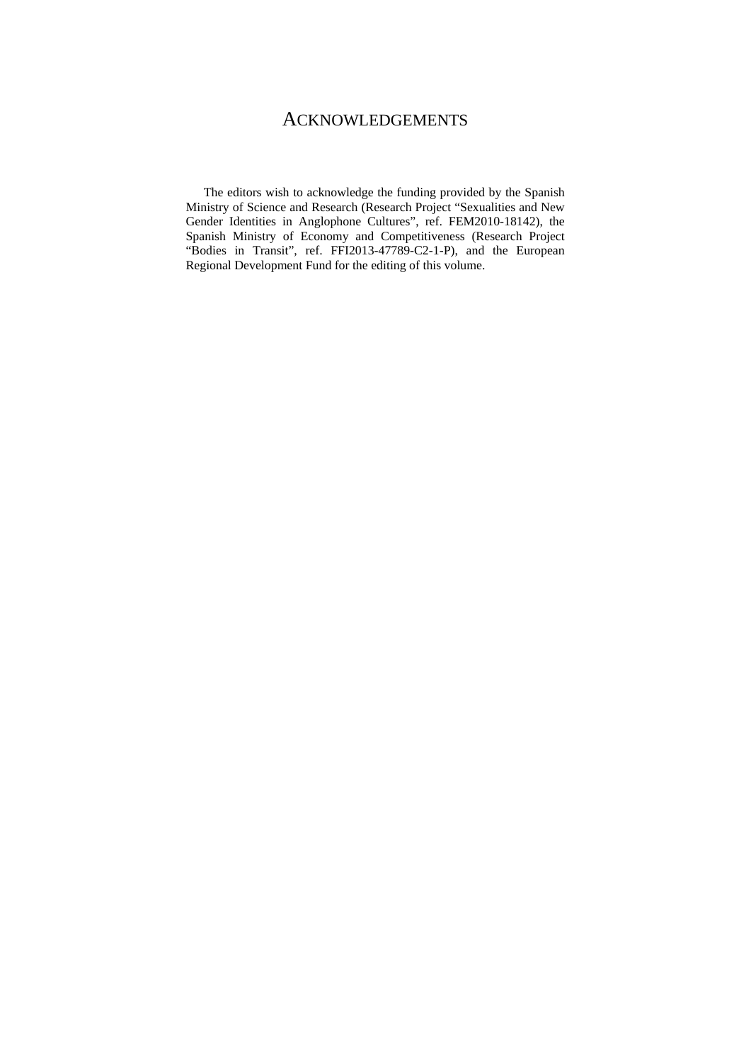# ACKNOWLEDGEMENTS

The editors wish to acknowledge the funding provided by the Spanish Ministry of Science and Research (Research Project "Sexualities and New Gender Identities in Anglophone Cultures", ref. FEM2010-18142), the Spanish Ministry of Economy and Competitiveness (Research Project "Bodies in Transit", ref. FFI2013-47789-C2-1-P), and the European Regional Development Fund for the editing of this volume.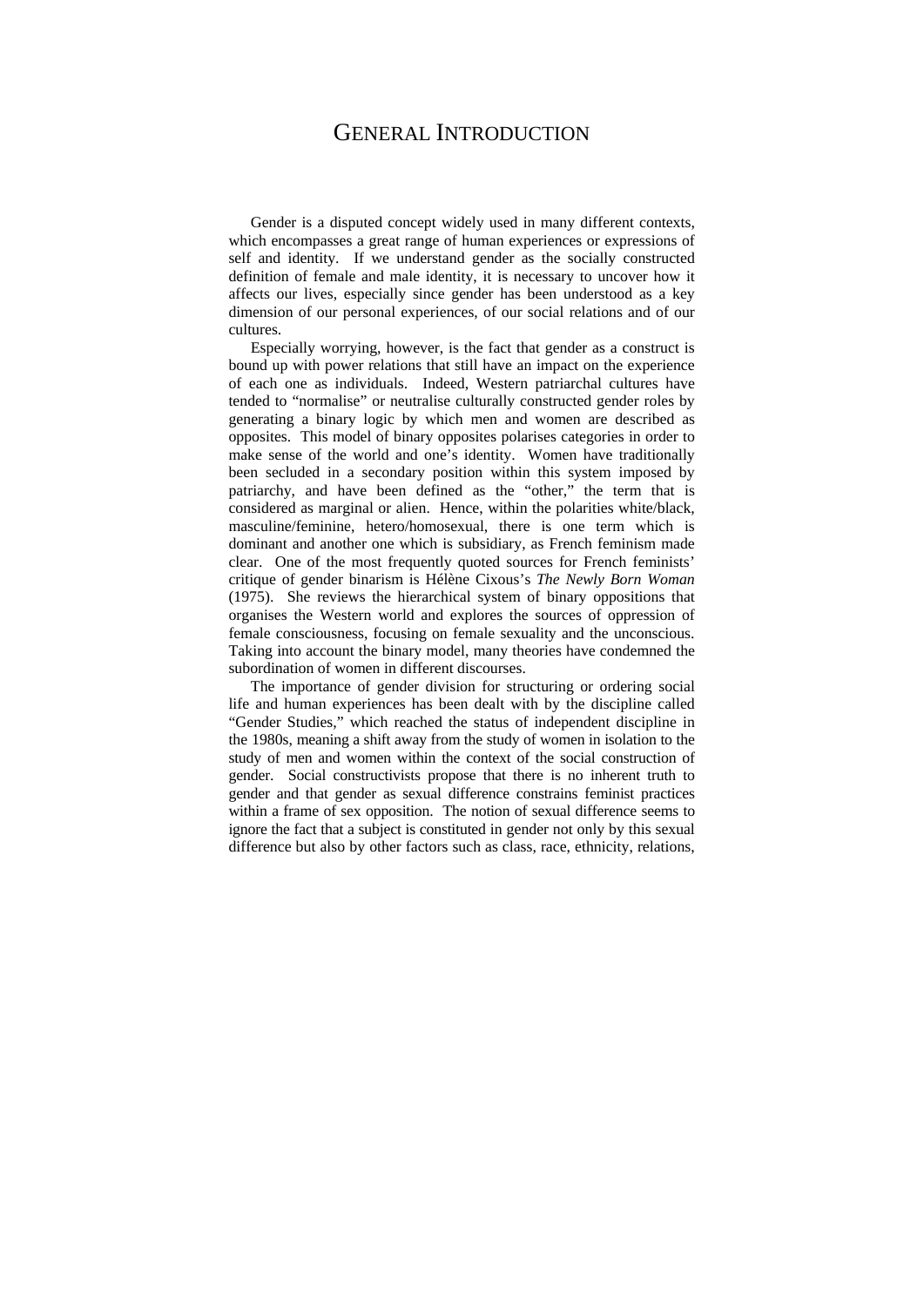# General Introduction

Gender is a disputed concept widely used in many different contexts, which encompasses a great range of human experiences or expressions of self and identity. If we understand gender as the socially constructed definition of female and male identity, it is necessary to uncover how it affects our lives, especially since gender has been understood as a key dimension of our personal experiences, of our social relations and of our cultures.

Especially worrying, however, is the fact that gender as a construct is bound up with power relations that still have an impact on the experience of each one as individuals. Indeed, Western patriarchal cultures have tended to "normalise" or neutralise culturally constructed gender roles by generating a binary logic by which men and women are described as opposites. This model of binary opposites polarises categories in order to make sense of the world and one's identity. Women have traditionally been secluded in a secondary position within this system imposed by patriarchy, and have been defined as the "other," the term that is considered as marginal or alien. Hence, within the polarities white/black, masculine/feminine, hetero/homosexual, there is one term which is dominant and another one which is subsidiary, as French feminism made clear. One of the most frequently quoted sources for French feminists' critique of gender binarism is Hélène Cixous's *The Newly Born Woman* (1975). She reviews the hierarchical system of binary oppositions that organises the Western world and explores the sources of oppression of female consciousness, focusing on female sexuality and the unconscious. Taking into account the binary model, many theories have condemned the subordination of women in different discourses.

The importance of gender division for structuring or ordering social life and human experiences has been dealt with by the discipline called "Gender Studies," which reached the status of independent discipline in the 1980s, meaning a shift away from the study of women in isolation to the study of men and women within the context of the social construction of gender. Social constructivists propose that there is no inherent truth to gender and that gender as sexual difference constrains feminist practices within a frame of sex opposition. The notion of sexual difference seems to ignore the fact that a subject is constituted in gender not only by this sexual difference but also by other factors such as class, race, ethnicity, relations,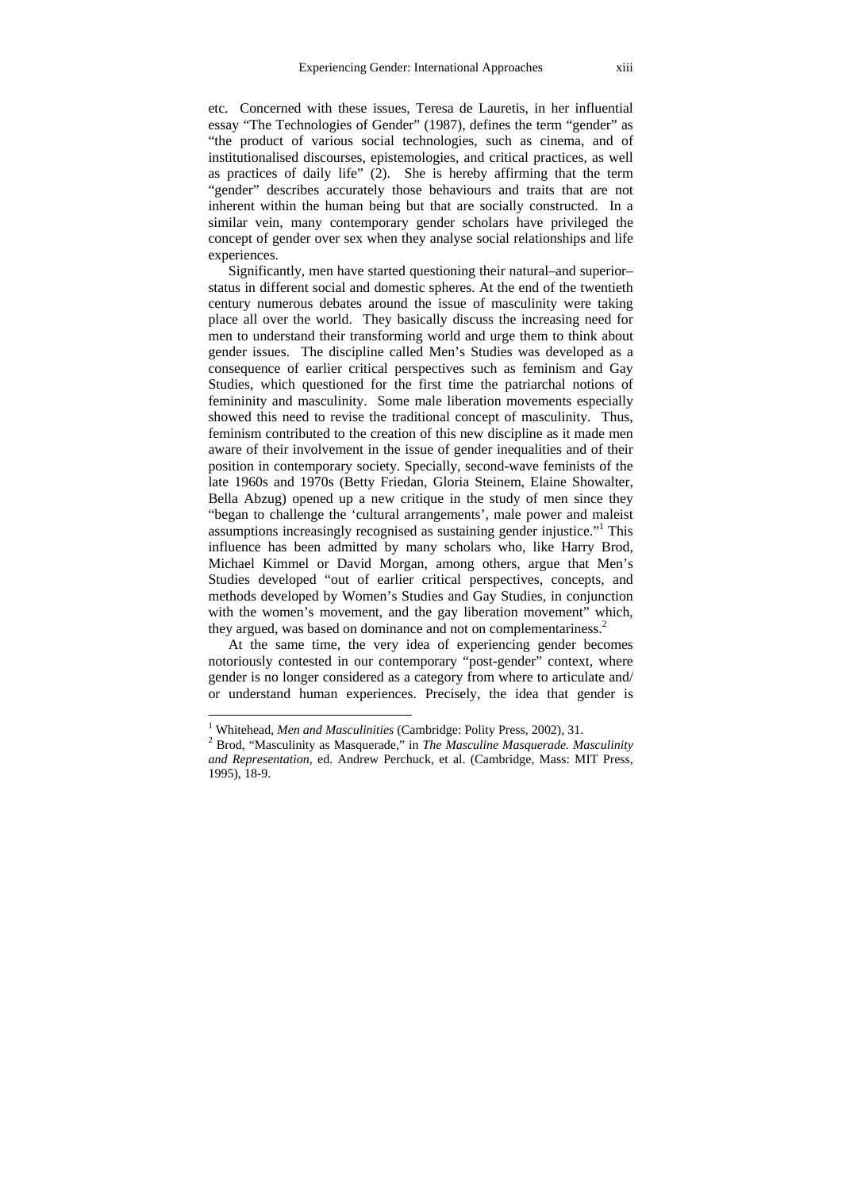etc. Concerned with these issues, Teresa de Lauretis, in her influential essay "The Technologies of Gender" (1987), defines the term "gender" as "the product of various social technologies, such as cinema, and of institutionalised discourses, epistemologies, and critical practices, as well as practices of daily life" (2). She is hereby affirming that the term "gender" describes accurately those behaviours and traits that are not inherent within the human being but that are socially constructed. In a similar vein, many contemporary gender scholars have privileged the concept of gender over sex when they analyse social relationships and life experiences.

Significantly, men have started questioning their natural–and superior–status in different social and domestic spheres. At the end of the twentieth century numerous debates around the issue of masculinity were taking place all over the world. They basically discuss the increasing need for men to understand their transforming world and urge them to think about gender issues. The discipline called Men's Studies was developed as a consequence of earlier critical perspectives such as feminism and Gay Studies, which questioned for the first time the patriarchal notions of femininity and masculinity. Some male liberation movements especially showed this need to revise the traditional concept of masculinity. Thus, feminism contributed to the creation of this new discipline as it made men aware of their involvement in the issue of gender inequalities and of their position in contemporary society. Specially, second-wave feminists of the late 1960s and 1970s (Betty Friedan, Gloria Steinem, Elaine Showalter, Bella Abzug) opened up a new critique in the study of men since they "began to challenge the 'cultural arrangements', male power and maleist assumptions increasingly recognised as sustaining gender injustice."[1] This influence has been admitted by many scholars who, like Harry Brod, Michael Kimmel or David Morgan, among others, argue that Men's Studies developed "out of earlier critical perspectives, concepts, and methods developed by Women's Studies and Gay Studies, in conjunction with the women's movement, and the gay liberation movement" which, they argued, was based on dominance and not on complementariness.[2]

At the same time, the very idea of experiencing gender becomes notoriously contested in our contemporary "post-gender" context, where gender is no longer considered as a category from where to articulate and/ or understand human experiences. Precisely, the idea that gender is

---

[1] Whitehead, *Men and Masculinities* (Cambridge: Polity Press, 2002), 31.

[2] Brod, "Masculinity as Masquerade," in *The Masculine Masquerade. Masculinity and Representation*, ed. Andrew Perchuck, et al. (Cambridge, Mass: MIT Press, 1995), 18-9.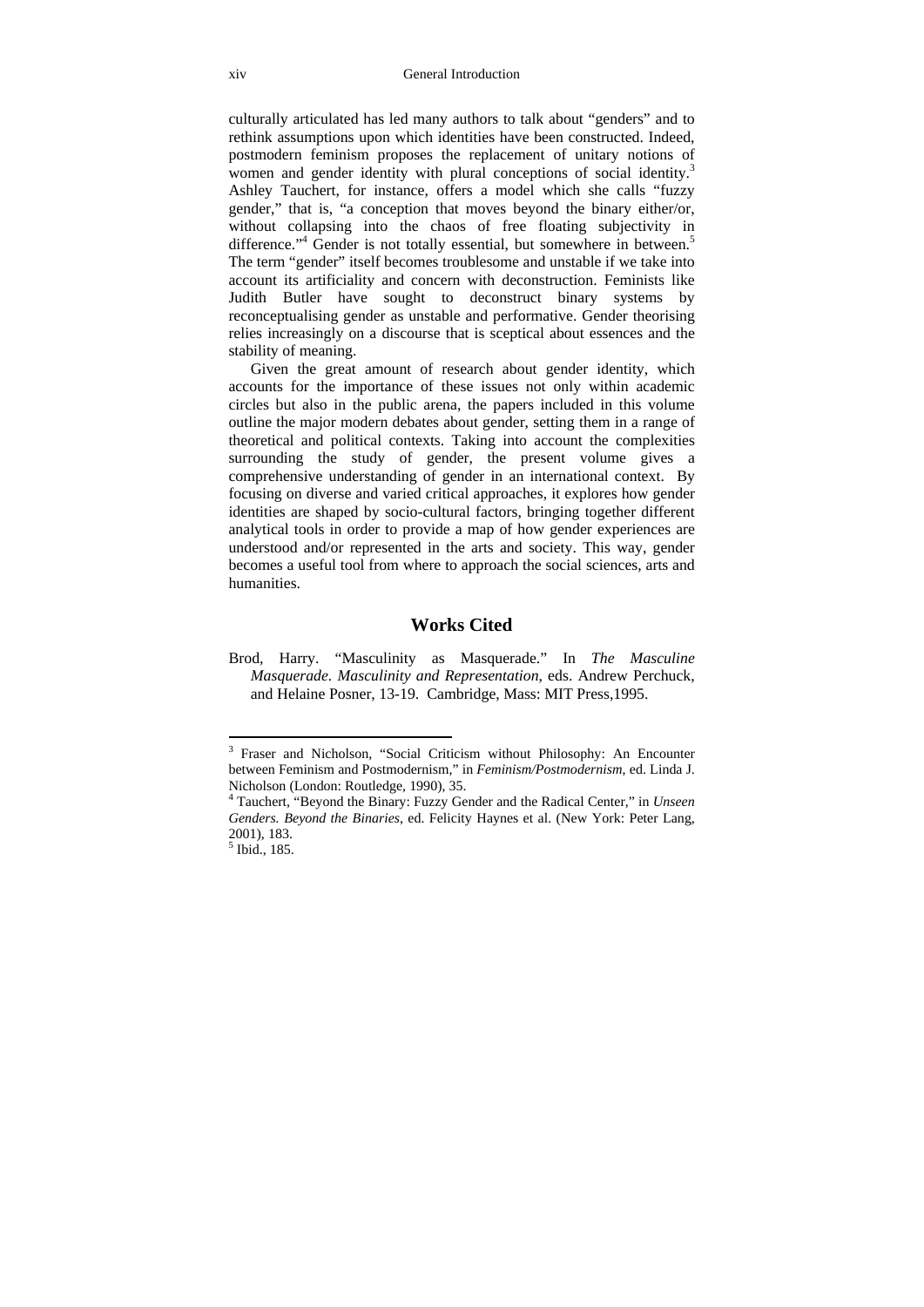culturally articulated has led many authors to talk about "genders" and to rethink assumptions upon which identities have been constructed. Indeed, postmodern feminism proposes the replacement of unitary notions of women and gender identity with plural conceptions of social identity.[3] Ashley Tauchert, for instance, offers a model which she calls "fuzzy gender," that is, "a conception that moves beyond the binary either/or, without collapsing into the chaos of free floating subjectivity in difference."[4] Gender is not totally essential, but somewhere in between.[5] The term "gender" itself becomes troublesome and unstable if we take into account its artificiality and concern with deconstruction. Feminists like Judith Butler have sought to deconstruct binary systems by reconceptualising gender as unstable and performative. Gender theorising relies increasingly on a discourse that is sceptical about essences and the stability of meaning.

Given the great amount of research about gender identity, which accounts for the importance of these issues not only within academic circles but also in the public arena, the papers included in this volume outline the major modern debates about gender, setting them in a range of theoretical and political contexts. Taking into account the complexities surrounding the study of gender, the present volume gives a comprehensive understanding of gender in an international context. By focusing on diverse and varied critical approaches, it explores how gender identities are shaped by socio-cultural factors, bringing together different analytical tools in order to provide a map of how gender experiences are understood and/or represented in the arts and society. This way, gender becomes a useful tool from where to approach the social sciences, arts and humanities.

## Works Cited

Brod, Harry. "Masculinity as Masquerade." In *The Masculine Masquerade. Masculinity and Representation*, eds. Andrew Perchuck, and Helaine Posner, 13-19. Cambridge, Mass: MIT Press,1995.

---

[3] Fraser and Nicholson, "Social Criticism without Philosophy: An Encounter between Feminism and Postmodernism," in *Feminism/Postmodernism*, ed. Linda J. Nicholson (London: Routledge, 1990), 35.

[4] Tauchert, "Beyond the Binary: Fuzzy Gender and the Radical Center," in *Unseen Genders. Beyond the Binaries*, ed. Felicity Haynes et al. (New York: Peter Lang, 2001), 183.

[5] Ibid., 185.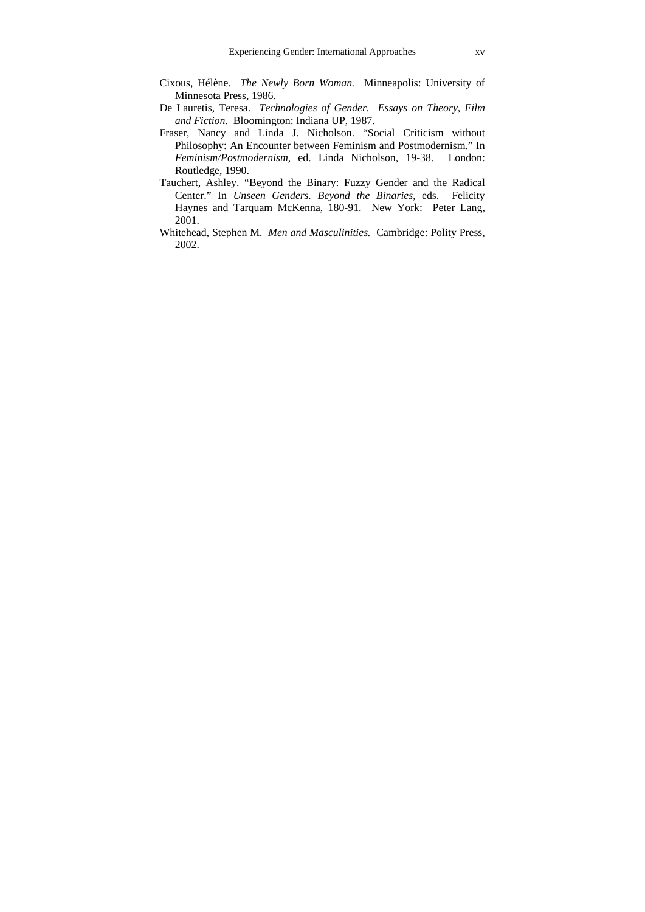Cixous, Hélène. *The Newly Born Woman.* Minneapolis: University of Minnesota Press, 1986.

De Lauretis, Teresa. *Technologies of Gender. Essays on Theory, Film and Fiction.* Bloomington: Indiana UP, 1987.

Fraser, Nancy and Linda J. Nicholson. "Social Criticism without Philosophy: An Encounter between Feminism and Postmodernism." In *Feminism/Postmodernism*, ed. Linda Nicholson, 19-38. London: Routledge, 1990.

Tauchert, Ashley. "Beyond the Binary: Fuzzy Gender and the Radical Center." In *Unseen Genders. Beyond the Binaries*, eds. Felicity Haynes and Tarquam McKenna, 180-91. New York: Peter Lang, 2001.

Whitehead, Stephen M. *Men and Masculinities.* Cambridge: Polity Press, 2002.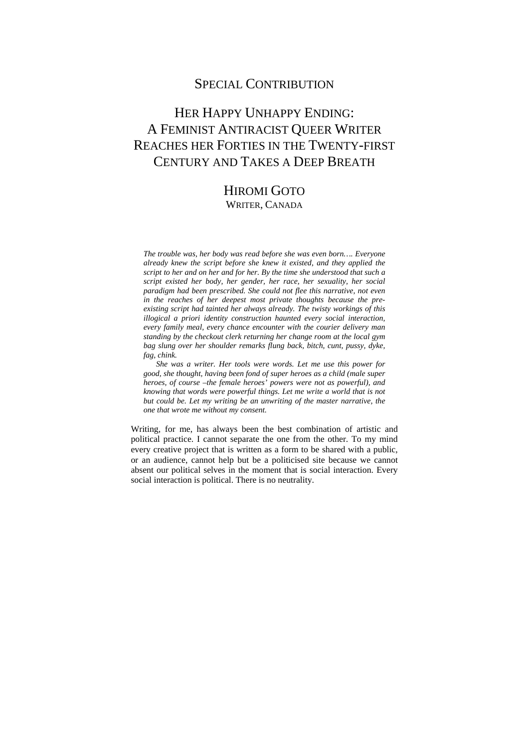SPECIAL CONTRIBUTION

# HER HAPPY UNHAPPY ENDING: A FEMINIST ANTIRACIST QUEER WRITER REACHES HER FORTIES IN THE TWENTY-FIRST CENTURY AND TAKES A DEEP BREATH

## HIROMI GOTO

WRITER, CANADA

*The trouble was, her body was read before she was even born…. Everyone already knew the script before she knew it existed, and they applied the script to her and on her and for her. By the time she understood that such a script existed her body, her gender, her race, her sexuality, her social paradigm had been prescribed. She could not flee this narrative, not even in the reaches of her deepest most private thoughts because the pre-existing script had tainted her always already. The twisty workings of this illogical a priori identity construction haunted every social interaction, every family meal, every chance encounter with the courier delivery man standing by the checkout clerk returning her change room at the local gym bag slung over her shoulder remarks flung back, bitch, cunt, pussy, dyke, fag, chink.*

*She was a writer. Her tools were words. Let me use this power for good, she thought, having been fond of super heroes as a child (male super heroes, of course –the female heroes' powers were not as powerful), and knowing that words were powerful things. Let me write a world that is not but could be. Let my writing be an unwriting of the master narrative, the one that wrote me without my consent.*

Writing, for me, has always been the best combination of artistic and political practice. I cannot separate the one from the other. To my mind every creative project that is written as a form to be shared with a public, or an audience, cannot help but be a politicised site because we cannot absent our political selves in the moment that is social interaction. Every social interaction is political. There is no neutrality.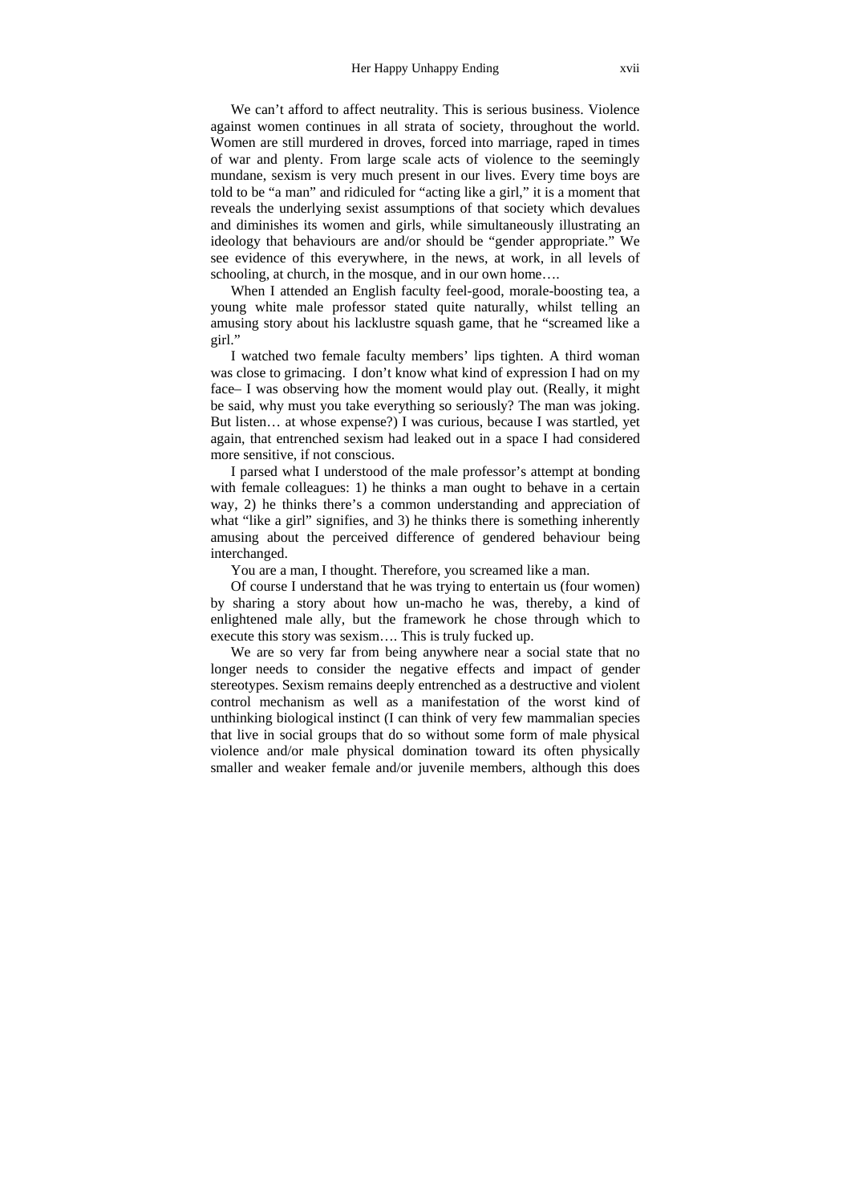We can't afford to affect neutrality. This is serious business. Violence against women continues in all strata of society, throughout the world. Women are still murdered in droves, forced into marriage, raped in times of war and plenty. From large scale acts of violence to the seemingly mundane, sexism is very much present in our lives. Every time boys are told to be "a man" and ridiculed for "acting like a girl," it is a moment that reveals the underlying sexist assumptions of that society which devalues and diminishes its women and girls, while simultaneously illustrating an ideology that behaviours are and/or should be "gender appropriate." We see evidence of this everywhere, in the news, at work, in all levels of schooling, at church, in the mosque, and in our own home….

When I attended an English faculty feel-good, morale-boosting tea, a young white male professor stated quite naturally, whilst telling an amusing story about his lacklustre squash game, that he "screamed like a girl."

I watched two female faculty members' lips tighten. A third woman was close to grimacing. I don't know what kind of expression I had on my face– I was observing how the moment would play out. (Really, it might be said, why must you take everything so seriously? The man was joking. But listen… at whose expense?) I was curious, because I was startled, yet again, that entrenched sexism had leaked out in a space I had considered more sensitive, if not conscious.

I parsed what I understood of the male professor's attempt at bonding with female colleagues: 1) he thinks a man ought to behave in a certain way, 2) he thinks there's a common understanding and appreciation of what "like a girl" signifies, and 3) he thinks there is something inherently amusing about the perceived difference of gendered behaviour being interchanged.

You are a man, I thought. Therefore, you screamed like a man.

Of course I understand that he was trying to entertain us (four women) by sharing a story about how un-macho he was, thereby, a kind of enlightened male ally, but the framework he chose through which to execute this story was sexism…. This is truly fucked up.

We are so very far from being anywhere near a social state that no longer needs to consider the negative effects and impact of gender stereotypes. Sexism remains deeply entrenched as a destructive and violent control mechanism as well as a manifestation of the worst kind of unthinking biological instinct (I can think of very few mammalian species that live in social groups that do so without some form of male physical violence and/or male physical domination toward its often physically smaller and weaker female and/or juvenile members, although this does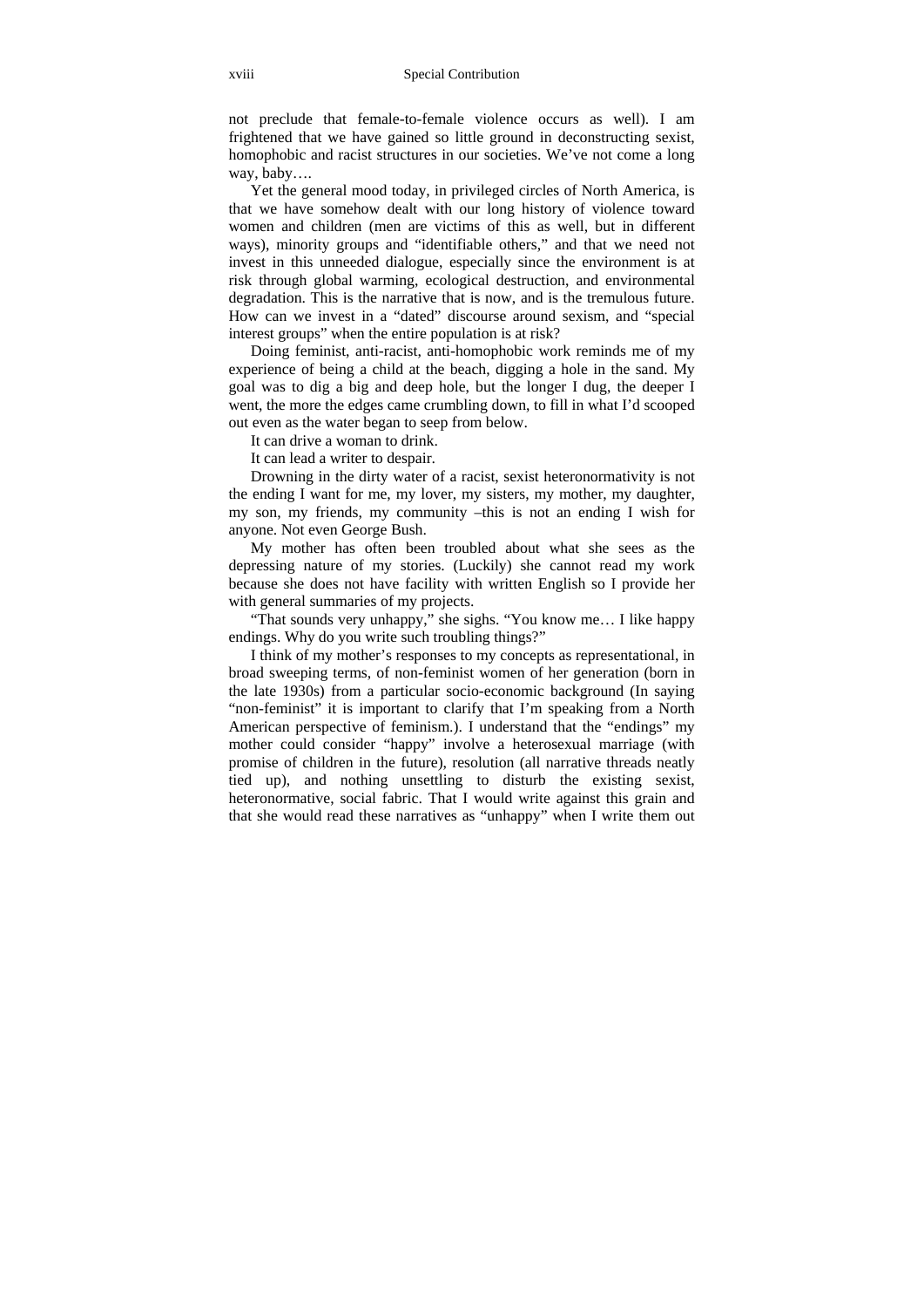not preclude that female-to-female violence occurs as well). I am frightened that we have gained so little ground in deconstructing sexist, homophobic and racist structures in our societies. We've not come a long way, baby….

Yet the general mood today, in privileged circles of North America, is that we have somehow dealt with our long history of violence toward women and children (men are victims of this as well, but in different ways), minority groups and "identifiable others," and that we need not invest in this unneeded dialogue, especially since the environment is at risk through global warming, ecological destruction, and environmental degradation. This is the narrative that is now, and is the tremulous future. How can we invest in a "dated" discourse around sexism, and "special interest groups" when the entire population is at risk?

Doing feminist, anti-racist, anti-homophobic work reminds me of my experience of being a child at the beach, digging a hole in the sand. My goal was to dig a big and deep hole, but the longer I dug, the deeper I went, the more the edges came crumbling down, to fill in what I'd scooped out even as the water began to seep from below.

It can drive a woman to drink.

It can lead a writer to despair.

Drowning in the dirty water of a racist, sexist heteronormativity is not the ending I want for me, my lover, my sisters, my mother, my daughter, my son, my friends, my community –this is not an ending I wish for anyone. Not even George Bush.

My mother has often been troubled about what she sees as the depressing nature of my stories. (Luckily) she cannot read my work because she does not have facility with written English so I provide her with general summaries of my projects.

"That sounds very unhappy," she sighs. "You know me… I like happy endings. Why do you write such troubling things?"

I think of my mother's responses to my concepts as representational, in broad sweeping terms, of non-feminist women of her generation (born in the late 1930s) from a particular socio-economic background (In saying "non-feminist" it is important to clarify that I'm speaking from a North American perspective of feminism.). I understand that the "endings" my mother could consider "happy" involve a heterosexual marriage (with promise of children in the future), resolution (all narrative threads neatly tied up), and nothing unsettling to disturb the existing sexist, heteronormative, social fabric. That I would write against this grain and that she would read these narratives as "unhappy" when I write them out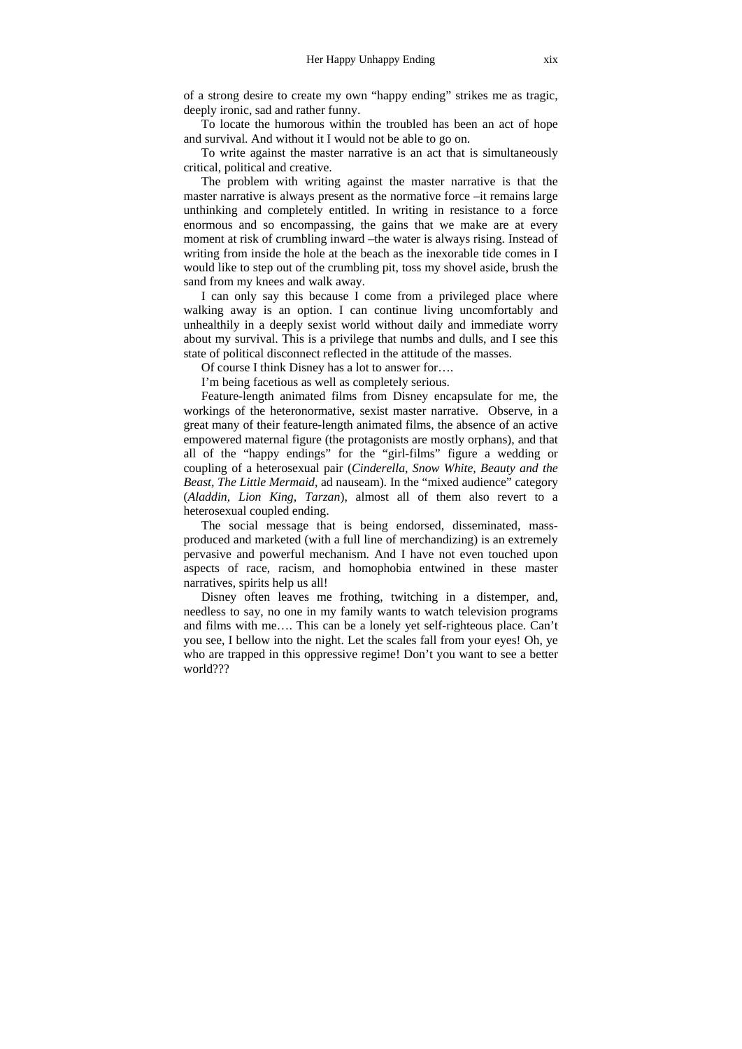of a strong desire to create my own "happy ending" strikes me as tragic, deeply ironic, sad and rather funny.

To locate the humorous within the troubled has been an act of hope and survival. And without it I would not be able to go on.

To write against the master narrative is an act that is simultaneously critical, political and creative.

The problem with writing against the master narrative is that the master narrative is always present as the normative force –it remains large unthinking and completely entitled. In writing in resistance to a force enormous and so encompassing, the gains that we make are at every moment at risk of crumbling inward –the water is always rising. Instead of writing from inside the hole at the beach as the inexorable tide comes in I would like to step out of the crumbling pit, toss my shovel aside, brush the sand from my knees and walk away.

I can only say this because I come from a privileged place where walking away is an option. I can continue living uncomfortably and unhealthily in a deeply sexist world without daily and immediate worry about my survival. This is a privilege that numbs and dulls, and I see this state of political disconnect reflected in the attitude of the masses.

Of course I think Disney has a lot to answer for….

I'm being facetious as well as completely serious.

Feature-length animated films from Disney encapsulate for me, the workings of the heteronormative, sexist master narrative. Observe, in a great many of their feature-length animated films, the absence of an active empowered maternal figure (the protagonists are mostly orphans), and that all of the "happy endings" for the "girl-films" figure a wedding or coupling of a heterosexual pair (*Cinderella, Snow White, Beauty and the Beast, The Little Mermaid*, ad nauseam). In the "mixed audience" category (*Aladdin, Lion King, Tarzan*), almost all of them also revert to a heterosexual coupled ending.

The social message that is being endorsed, disseminated, mass-produced and marketed (with a full line of merchandizing) is an extremely pervasive and powerful mechanism. And I have not even touched upon aspects of race, racism, and homophobia entwined in these master narratives, spirits help us all!

Disney often leaves me frothing, twitching in a distemper, and, needless to say, no one in my family wants to watch television programs and films with me…. This can be a lonely yet self-righteous place. Can't you see, I bellow into the night. Let the scales fall from your eyes! Oh, ye who are trapped in this oppressive regime! Don't you want to see a better world???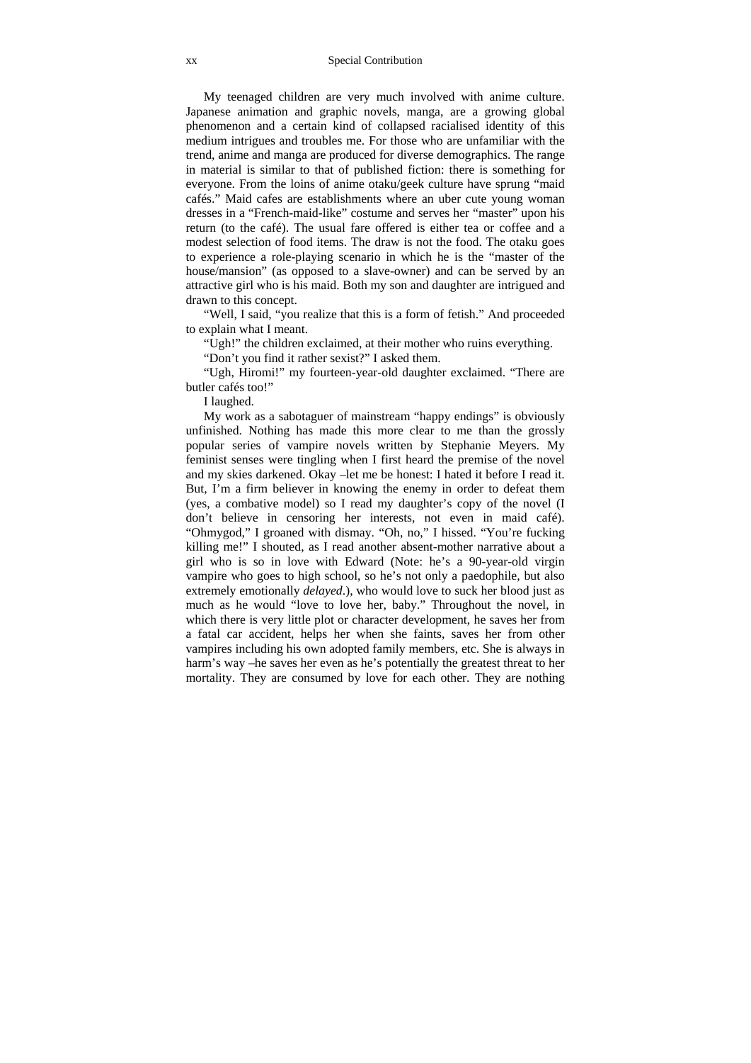My teenaged children are very much involved with anime culture. Japanese animation and graphic novels, manga, are a growing global phenomenon and a certain kind of collapsed racialised identity of this medium intrigues and troubles me. For those who are unfamiliar with the trend, anime and manga are produced for diverse demographics. The range in material is similar to that of published fiction: there is something for everyone. From the loins of anime otaku/geek culture have sprung "maid cafés." Maid cafes are establishments where an uber cute young woman dresses in a "French-maid-like" costume and serves her "master" upon his return (to the café). The usual fare offered is either tea or coffee and a modest selection of food items. The draw is not the food. The otaku goes to experience a role-playing scenario in which he is the "master of the house/mansion" (as opposed to a slave-owner) and can be served by an attractive girl who is his maid. Both my son and daughter are intrigued and drawn to this concept.

"Well, I said, "you realize that this is a form of fetish." And proceeded to explain what I meant.

"Ugh!" the children exclaimed, at their mother who ruins everything.

"Don't you find it rather sexist?" I asked them.

"Ugh, Hiromi!" my fourteen-year-old daughter exclaimed. "There are butler cafés too!"

I laughed.

My work as a sabotaguer of mainstream "happy endings" is obviously unfinished. Nothing has made this more clear to me than the grossly popular series of vampire novels written by Stephanie Meyers. My feminist senses were tingling when I first heard the premise of the novel and my skies darkened. Okay –let me be honest: I hated it before I read it. But, I'm a firm believer in knowing the enemy in order to defeat them (yes, a combative model) so I read my daughter's copy of the novel (I don't believe in censoring her interests, not even in maid café). "Ohmygod," I groaned with dismay. "Oh, no," I hissed. "You're fucking killing me!" I shouted, as I read another absent-mother narrative about a girl who is so in love with Edward (Note: he's a 90-year-old virgin vampire who goes to high school, so he's not only a paedophile, but also extremely emotionally *delayed*.), who would love to suck her blood just as much as he would "love to love her, baby." Throughout the novel, in which there is very little plot or character development, he saves her from a fatal car accident, helps her when she faints, saves her from other vampires including his own adopted family members, etc. She is always in harm's way –he saves her even as he's potentially the greatest threat to her mortality. They are consumed by love for each other. They are nothing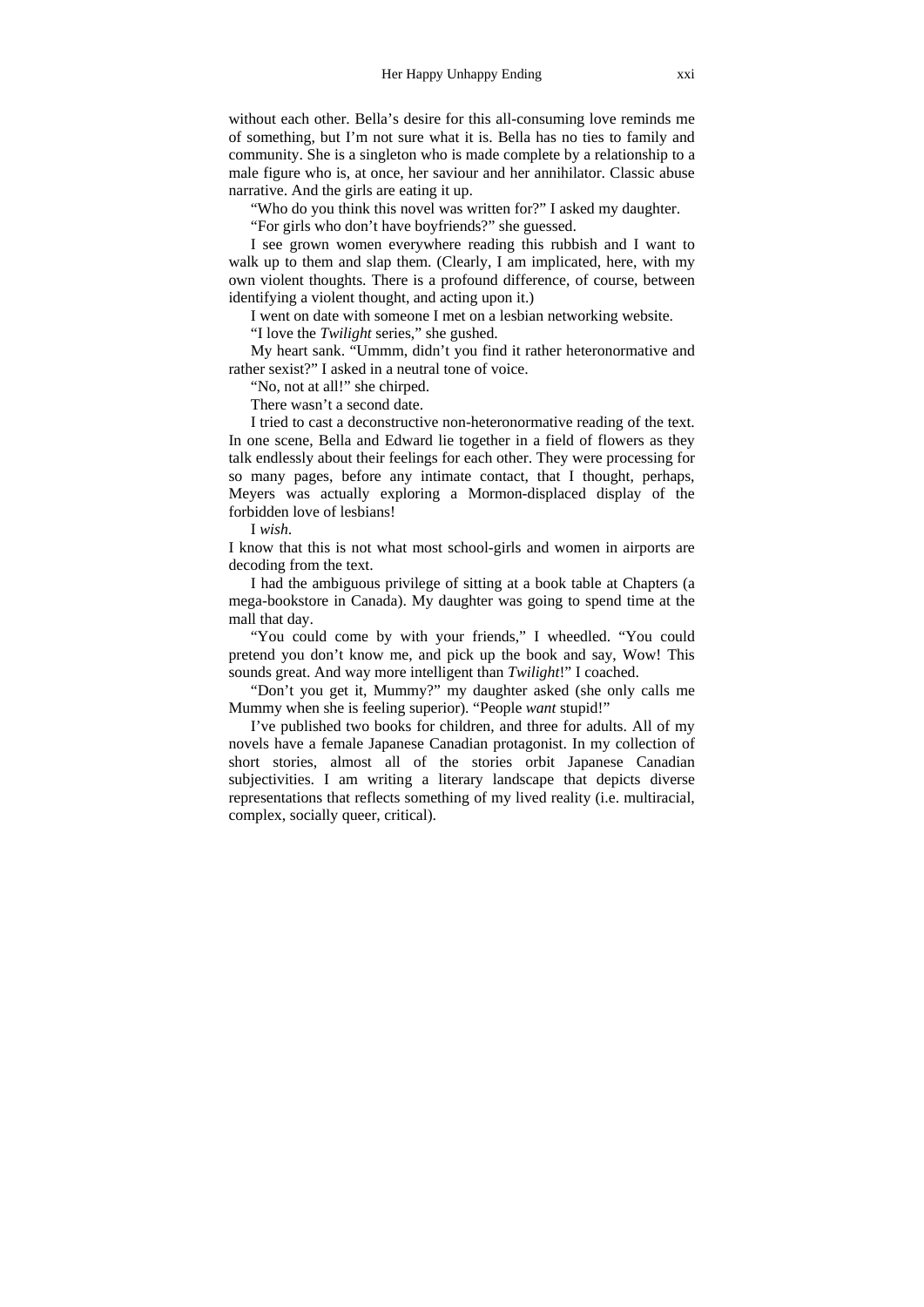without each other. Bella's desire for this all-consuming love reminds me of something, but I'm not sure what it is. Bella has no ties to family and community. She is a singleton who is made complete by a relationship to a male figure who is, at once, her saviour and her annihilator. Classic abuse narrative. And the girls are eating it up.

"Who do you think this novel was written for?" I asked my daughter.

"For girls who don't have boyfriends?" she guessed.

I see grown women everywhere reading this rubbish and I want to walk up to them and slap them. (Clearly, I am implicated, here, with my own violent thoughts. There is a profound difference, of course, between identifying a violent thought, and acting upon it.)

I went on date with someone I met on a lesbian networking website.

"I love the *Twilight* series," she gushed.

My heart sank. "Ummm, didn't you find it rather heteronormative and rather sexist?" I asked in a neutral tone of voice.

"No, not at all!" she chirped.

There wasn't a second date.

I tried to cast a deconstructive non-heteronormative reading of the text. In one scene, Bella and Edward lie together in a field of flowers as they talk endlessly about their feelings for each other. They were processing for so many pages, before any intimate contact, that I thought, perhaps, Meyers was actually exploring a Mormon-displaced display of the forbidden love of lesbians!

I *wish*.

I know that this is not what most school-girls and women in airports are decoding from the text.

I had the ambiguous privilege of sitting at a book table at Chapters (a mega-bookstore in Canada). My daughter was going to spend time at the mall that day.

"You could come by with your friends," I wheedled. "You could pretend you don't know me, and pick up the book and say, Wow! This sounds great. And way more intelligent than *Twilight*!" I coached.

"Don't you get it, Mummy?" my daughter asked (she only calls me Mummy when she is feeling superior). "People *want* stupid!"

I've published two books for children, and three for adults. All of my novels have a female Japanese Canadian protagonist. In my collection of short stories, almost all of the stories orbit Japanese Canadian subjectivities. I am writing a literary landscape that depicts diverse representations that reflects something of my lived reality (i.e. multiracial, complex, socially queer, critical).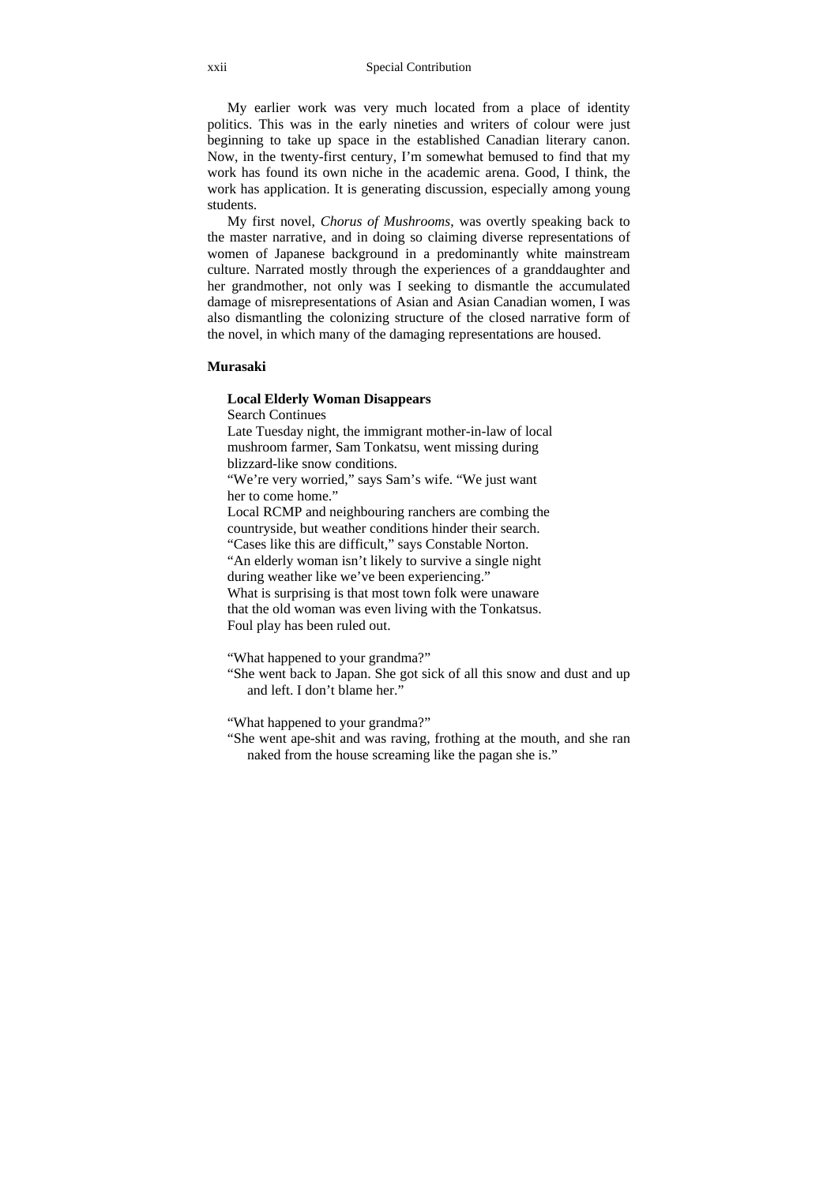My earlier work was very much located from a place of identity politics. This was in the early nineties and writers of colour were just beginning to take up space in the established Canadian literary canon. Now, in the twenty-first century, I'm somewhat bemused to find that my work has found its own niche in the academic arena. Good, I think, the work has application. It is generating discussion, especially among young students.

My first novel, *Chorus of Mushrooms*, was overtly speaking back to the master narrative, and in doing so claiming diverse representations of women of Japanese background in a predominantly white mainstream culture. Narrated mostly through the experiences of a granddaughter and her grandmother, not only was I seeking to dismantle the accumulated damage of misrepresentations of Asian and Asian Canadian women, I was also dismantling the colonizing structure of the closed narrative form of the novel, in which many of the damaging representations are housed.

**Murasaki**

> **Local Elderly Woman Disappears**
> Search Continues
> Late Tuesday night, the immigrant mother-in-law of local mushroom farmer, Sam Tonkatsu, went missing during blizzard-like snow conditions.
> "We're very worried," says Sam's wife. "We just want her to come home."
> Local RCMP and neighbouring ranchers are combing the countryside, but weather conditions hinder their search.
> "Cases like this are difficult," says Constable Norton.
> "An elderly woman isn't likely to survive a single night during weather like we've been experiencing."
> What is surprising is that most town folk were unaware that the old woman was even living with the Tonkatsus.
> Foul play has been ruled out.

"What happened to your grandma?"
"She went back to Japan. She got sick of all this snow and dust and up and left. I don't blame her."

"What happened to your grandma?"
"She went ape-shit and was raving, frothing at the mouth, and she ran naked from the house screaming like the pagan she is."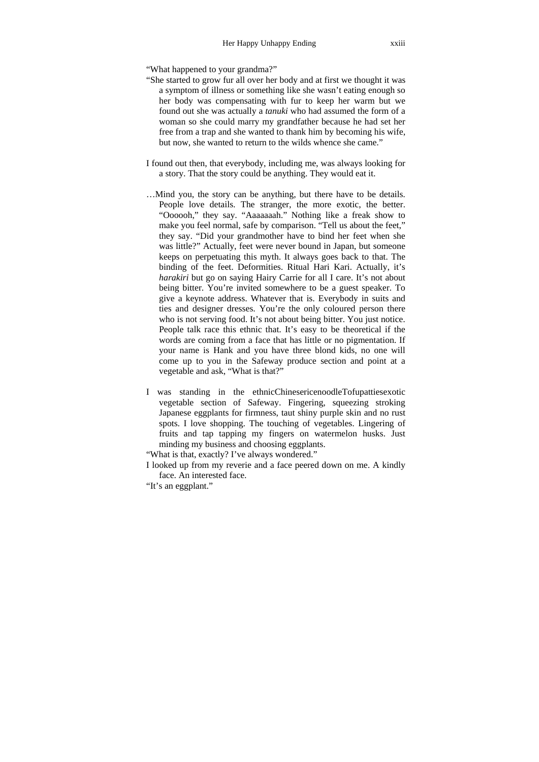"What happened to your grandma?"

"She started to grow fur all over her body and at first we thought it was a symptom of illness or something like she wasn't eating enough so her body was compensating with fur to keep her warm but we found out she was actually a *tanuki* who had assumed the form of a woman so she could marry my grandfather because he had set her free from a trap and she wanted to thank him by becoming his wife, but now, she wanted to return to the wilds whence she came."

I found out then, that everybody, including me, was always looking for a story. That the story could be anything. They would eat it.

…Mind you, the story can be anything, but there have to be details. People love details. The stranger, the more exotic, the better. "Oooooh," they say. "Aaaaaaah." Nothing like a freak show to make you feel normal, safe by comparison. "Tell us about the feet," they say. "Did your grandmother have to bind her feet when she was little?" Actually, feet were never bound in Japan, but someone keeps on perpetuating this myth. It always goes back to that. The binding of the feet. Deformities. Ritual Hari Kari. Actually, it's *harakiri* but go on saying Hairy Carrie for all I care. It's not about being bitter. You're invited somewhere to be a guest speaker. To give a keynote address. Whatever that is. Everybody in suits and ties and designer dresses. You're the only coloured person there who is not serving food. It's not about being bitter. You just notice. People talk race this ethnic that. It's easy to be theoretical if the words are coming from a face that has little or no pigmentation. If your name is Hank and you have three blond kids, no one will come up to you in the Safeway produce section and point at a vegetable and ask, "What is that?"

I was standing in the ethnicChinesericenoodleTofupattiesexotic vegetable section of Safeway. Fingering, squeezing stroking Japanese eggplants for firmness, taut shiny purple skin and no rust spots. I love shopping. The touching of vegetables. Lingering of fruits and tap tapping my fingers on watermelon husks. Just minding my business and choosing eggplants.

"What is that, exactly? I've always wondered."

I looked up from my reverie and a face peered down on me. A kindly face. An interested face.

"It's an eggplant."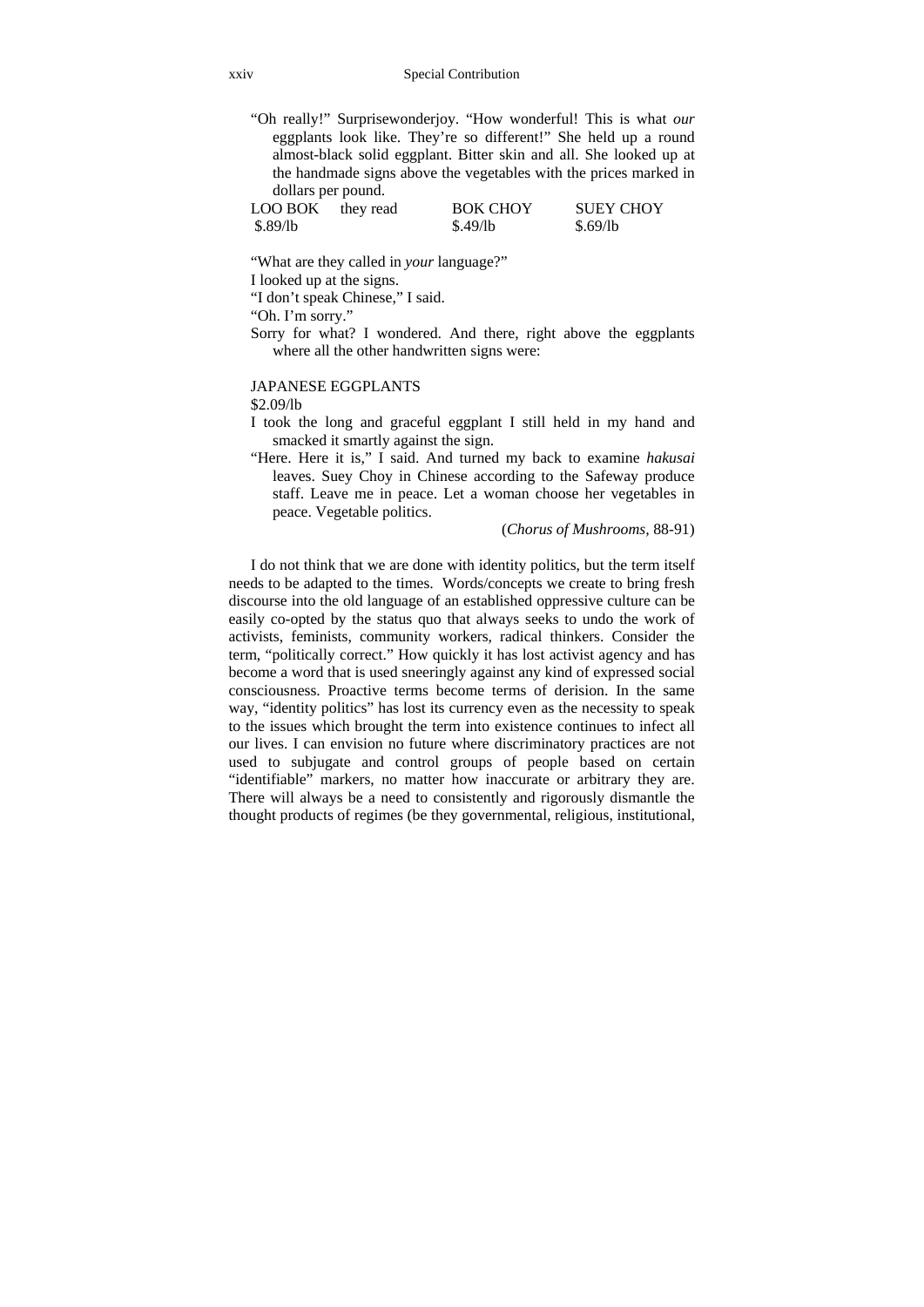"Oh really!" Surprisewonderjoy. "How wonderful! This is what *our* eggplants look like. They're so different!" She held up a round almost-black solid eggplant. Bitter skin and all. She looked up at the handmade signs above the vegetables with the prices marked in dollars per pound.

| | | | |
|---|---|---|---|
| LOO BOK | they read | BOK CHOY | SUEY CHOY |
| $.89/lb | | $.49/lb | $.69/lb |

"What are they called in *your* language?"

I looked up at the signs.

"I don't speak Chinese," I said.

"Oh. I'm sorry."

Sorry for what? I wondered. And there, right above the eggplants where all the other handwritten signs were:

JAPANESE EGGPLANTS
$2.09/lb

I took the long and graceful eggplant I still held in my hand and smacked it smartly against the sign.

"Here. Here it is," I said. And turned my back to examine *hakusai* leaves. Suey Choy in Chinese according to the Safeway produce staff. Leave me in peace. Let a woman choose her vegetables in peace. Vegetable politics.

(*Chorus of Mushrooms*, 88-91)

I do not think that we are done with identity politics, but the term itself needs to be adapted to the times. Words/concepts we create to bring fresh discourse into the old language of an established oppressive culture can be easily co-opted by the status quo that always seeks to undo the work of activists, feminists, community workers, radical thinkers. Consider the term, "politically correct." How quickly it has lost activist agency and has become a word that is used sneeringly against any kind of expressed social consciousness. Proactive terms become terms of derision. In the same way, "identity politics" has lost its currency even as the necessity to speak to the issues which brought the term into existence continues to infect all our lives. I can envision no future where discriminatory practices are not used to subjugate and control groups of people based on certain "identifiable" markers, no matter how inaccurate or arbitrary they are. There will always be a need to consistently and rigorously dismantle the thought products of regimes (be they governmental, religious, institutional,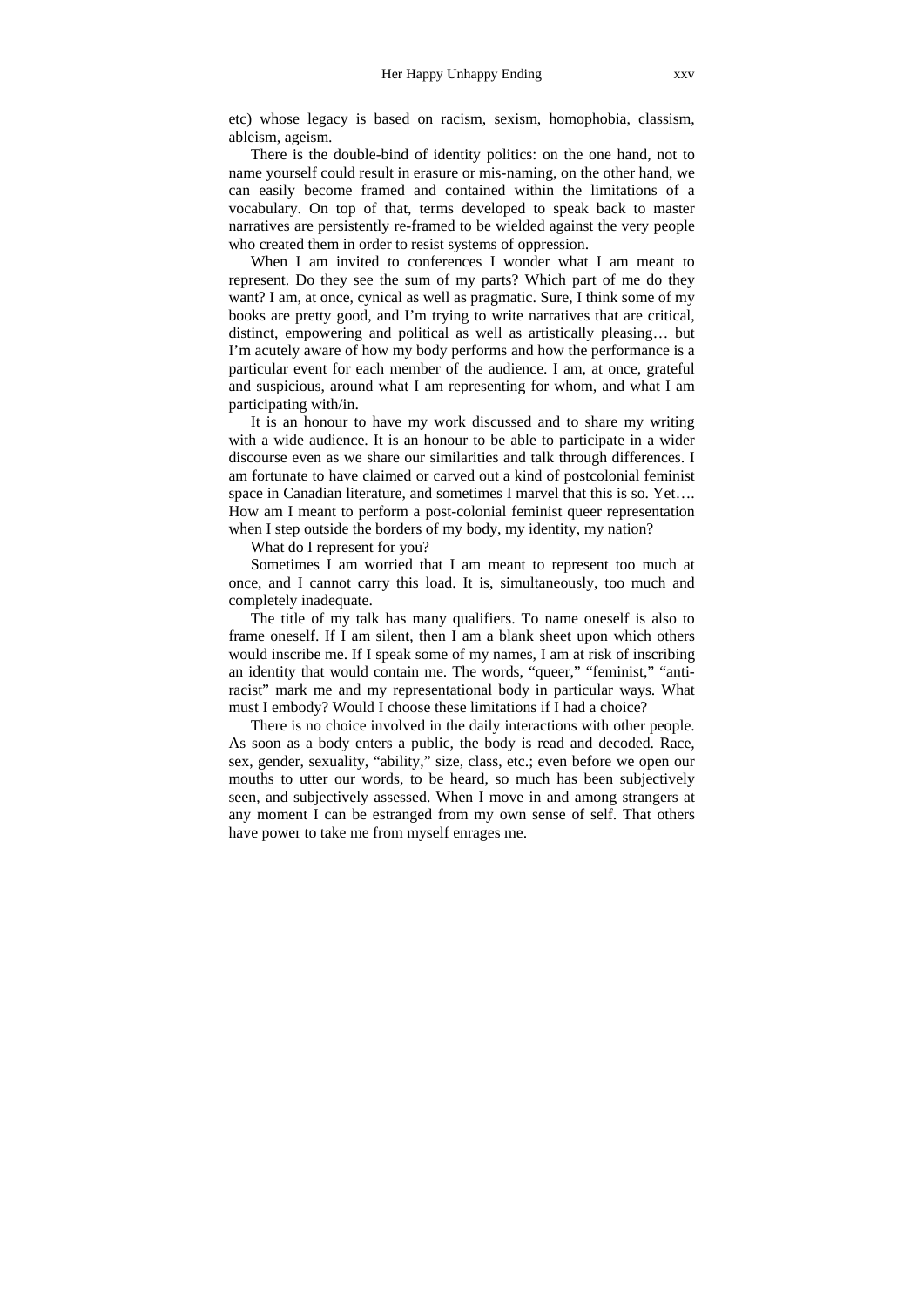etc) whose legacy is based on racism, sexism, homophobia, classism, ableism, ageism.

There is the double-bind of identity politics: on the one hand, not to name yourself could result in erasure or mis-naming, on the other hand, we can easily become framed and contained within the limitations of a vocabulary. On top of that, terms developed to speak back to master narratives are persistently re-framed to be wielded against the very people who created them in order to resist systems of oppression.

When I am invited to conferences I wonder what I am meant to represent. Do they see the sum of my parts? Which part of me do they want? I am, at once, cynical as well as pragmatic. Sure, I think some of my books are pretty good, and I'm trying to write narratives that are critical, distinct, empowering and political as well as artistically pleasing… but I'm acutely aware of how my body performs and how the performance is a particular event for each member of the audience. I am, at once, grateful and suspicious, around what I am representing for whom, and what I am participating with/in.

It is an honour to have my work discussed and to share my writing with a wide audience. It is an honour to be able to participate in a wider discourse even as we share our similarities and talk through differences. I am fortunate to have claimed or carved out a kind of postcolonial feminist space in Canadian literature, and sometimes I marvel that this is so. Yet…. How am I meant to perform a post-colonial feminist queer representation when I step outside the borders of my body, my identity, my nation?

What do I represent for you?

Sometimes I am worried that I am meant to represent too much at once, and I cannot carry this load. It is, simultaneously, too much and completely inadequate.

The title of my talk has many qualifiers. To name oneself is also to frame oneself. If I am silent, then I am a blank sheet upon which others would inscribe me. If I speak some of my names, I am at risk of inscribing an identity that would contain me. The words, "queer," "feminist," "anti-racist" mark me and my representational body in particular ways. What must I embody? Would I choose these limitations if I had a choice?

There is no choice involved in the daily interactions with other people. As soon as a body enters a public, the body is read and decoded. Race, sex, gender, sexuality, "ability," size, class, etc.; even before we open our mouths to utter our words, to be heard, so much has been subjectively seen, and subjectively assessed. When I move in and among strangers at any moment I can be estranged from my own sense of self. That others have power to take me from myself enrages me.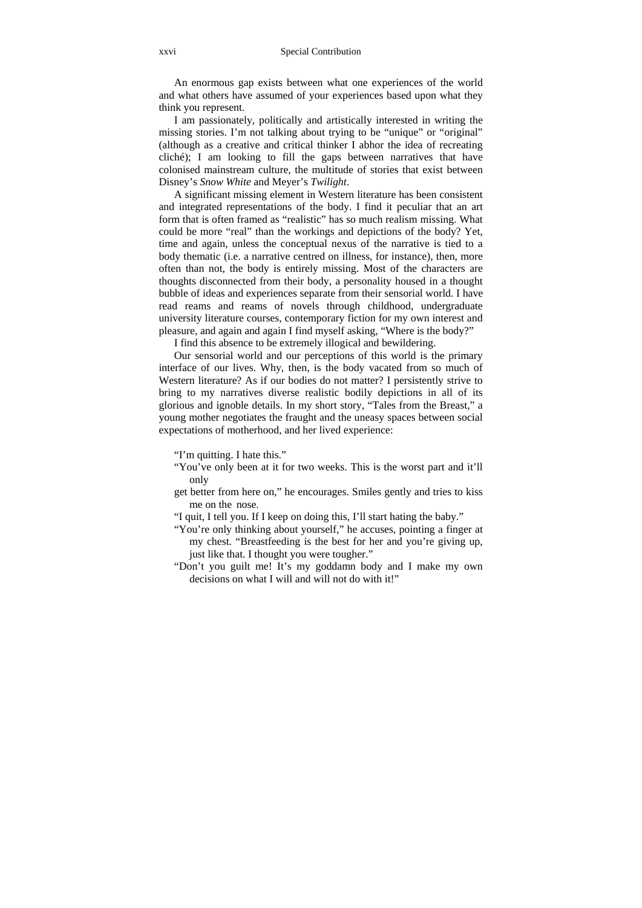An enormous gap exists between what one experiences of the world and what others have assumed of your experiences based upon what they think you represent.

I am passionately, politically and artistically interested in writing the missing stories. I'm not talking about trying to be "unique" or "original" (although as a creative and critical thinker I abhor the idea of recreating cliché); I am looking to fill the gaps between narratives that have colonised mainstream culture, the multitude of stories that exist between Disney's *Snow White* and Meyer's *Twilight*.

A significant missing element in Western literature has been consistent and integrated representations of the body. I find it peculiar that an art form that is often framed as "realistic" has so much realism missing. What could be more "real" than the workings and depictions of the body? Yet, time and again, unless the conceptual nexus of the narrative is tied to a body thematic (i.e. a narrative centred on illness, for instance), then, more often than not, the body is entirely missing. Most of the characters are thoughts disconnected from their body, a personality housed in a thought bubble of ideas and experiences separate from their sensorial world. I have read reams and reams of novels through childhood, undergraduate university literature courses, contemporary fiction for my own interest and pleasure, and again and again I find myself asking, "Where is the body?"

I find this absence to be extremely illogical and bewildering.

Our sensorial world and our perceptions of this world is the primary interface of our lives. Why, then, is the body vacated from so much of Western literature? As if our bodies do not matter? I persistently strive to bring to my narratives diverse realistic bodily depictions in all of its glorious and ignoble details. In my short story, "Tales from the Breast," a young mother negotiates the fraught and the uneasy spaces between social expectations of motherhood, and her lived experience:

> "I'm quitting. I hate this."
>
> "You've only been at it for two weeks. This is the worst part and it'll only
> get better from here on," he encourages. Smiles gently and tries to kiss me on the nose.
>
> "I quit, I tell you. If I keep on doing this, I'll start hating the baby."
>
> "You're only thinking about yourself," he accuses, pointing a finger at my chest. "Breastfeeding is the best for her and you're giving up, just like that. I thought you were tougher."
>
> "Don't you guilt me! It's my goddamn body and I make my own decisions on what I will and will not do with it!"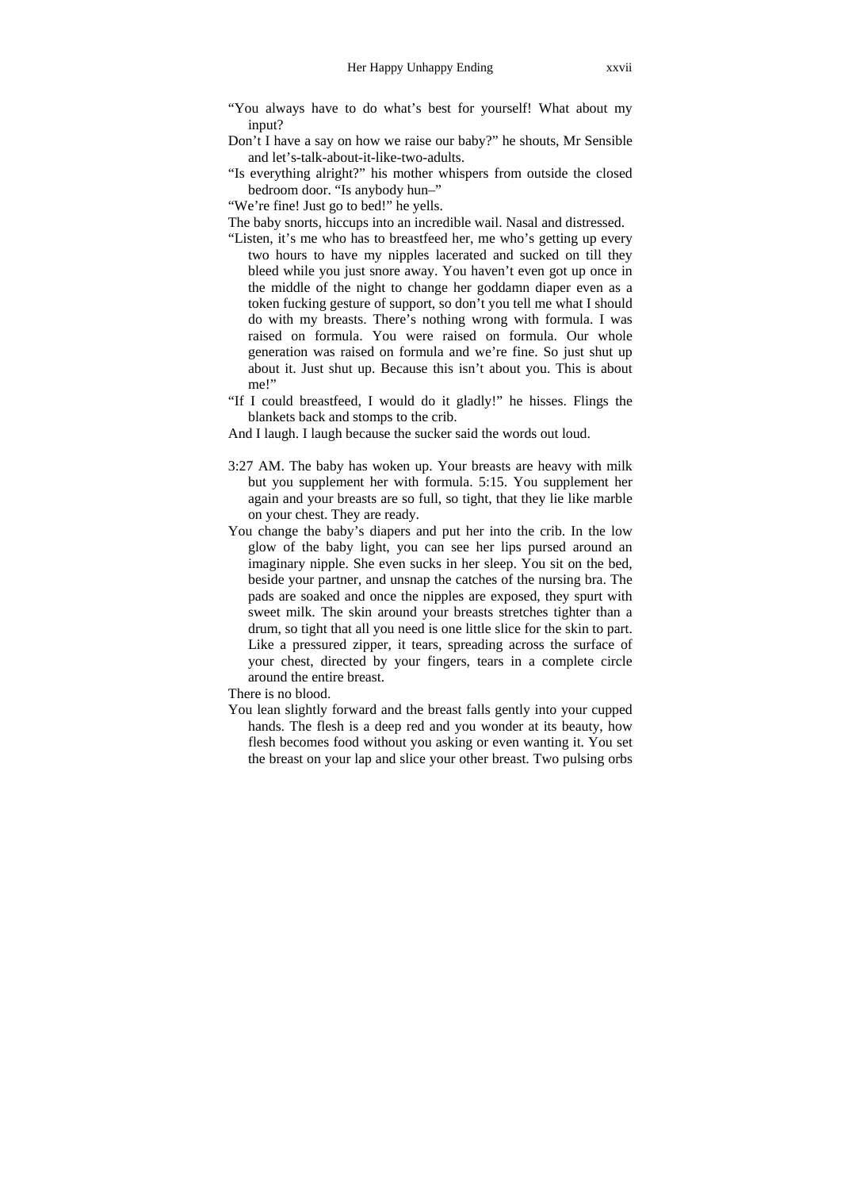"You always have to do what's best for yourself! What about my input?

Don't I have a say on how we raise our baby?" he shouts, Mr Sensible and let's-talk-about-it-like-two-adults.

"Is everything alright?" his mother whispers from outside the closed bedroom door. "Is anybody hun–"

"We're fine! Just go to bed!" he yells.

The baby snorts, hiccups into an incredible wail. Nasal and distressed.

"Listen, it's me who has to breastfeed her, me who's getting up every two hours to have my nipples lacerated and sucked on till they bleed while you just snore away. You haven't even got up once in the middle of the night to change her goddamn diaper even as a token fucking gesture of support, so don't you tell me what I should do with my breasts. There's nothing wrong with formula. I was raised on formula. You were raised on formula. Our whole generation was raised on formula and we're fine. So just shut up about it. Just shut up. Because this isn't about you. This is about me!"

"If I could breastfeed, I would do it gladly!" he hisses. Flings the blankets back and stomps to the crib.

And I laugh. I laugh because the sucker said the words out loud.

3:27 AM. The baby has woken up. Your breasts are heavy with milk but you supplement her with formula. 5:15. You supplement her again and your breasts are so full, so tight, that they lie like marble on your chest. They are ready.

You change the baby's diapers and put her into the crib. In the low glow of the baby light, you can see her lips pursed around an imaginary nipple. She even sucks in her sleep. You sit on the bed, beside your partner, and unsnap the catches of the nursing bra. The pads are soaked and once the nipples are exposed, they spurt with sweet milk. The skin around your breasts stretches tighter than a drum, so tight that all you need is one little slice for the skin to part. Like a pressured zipper, it tears, spreading across the surface of your chest, directed by your fingers, tears in a complete circle around the entire breast.

There is no blood.

You lean slightly forward and the breast falls gently into your cupped hands. The flesh is a deep red and you wonder at its beauty, how flesh becomes food without you asking or even wanting it. You set the breast on your lap and slice your other breast. Two pulsing orbs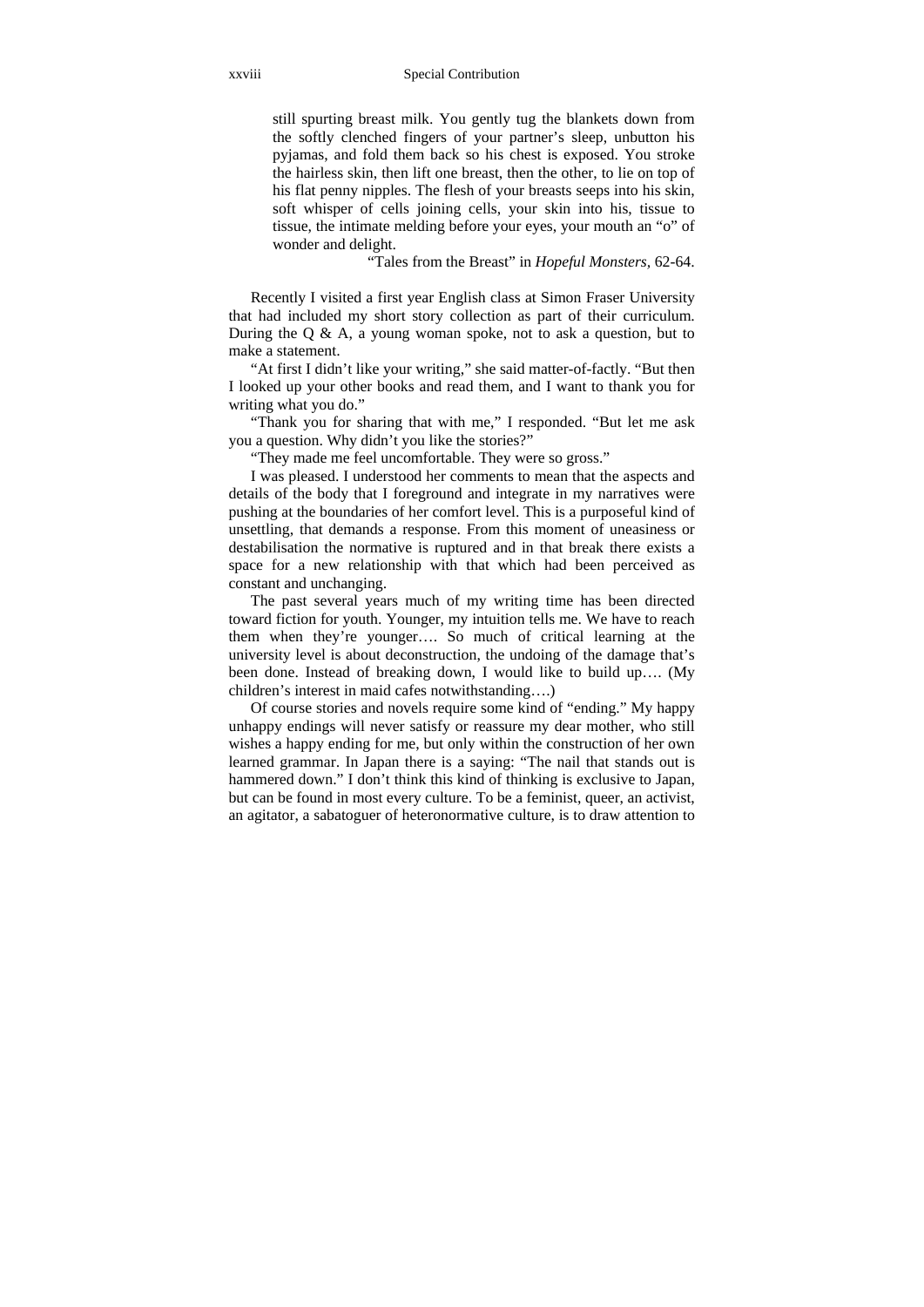> still spurting breast milk. You gently tug the blankets down from the softly clenched fingers of your partner's sleep, unbutton his pyjamas, and fold them back so his chest is exposed. You stroke the hairless skin, then lift one breast, then the other, to lie on top of his flat penny nipples. The flesh of your breasts seeps into his skin, soft whisper of cells joining cells, your skin into his, tissue to tissue, the intimate melding before your eyes, your mouth an "o" of wonder and delight.
>
> "Tales from the Breast" in *Hopeful Monsters,* 62-64.

Recently I visited a first year English class at Simon Fraser University that had included my short story collection as part of their curriculum. During the Q & A, a young woman spoke, not to ask a question, but to make a statement.

"At first I didn't like your writing," she said matter-of-factly. "But then I looked up your other books and read them, and I want to thank you for writing what you do."

"Thank you for sharing that with me," I responded. "But let me ask you a question. Why didn't you like the stories?"

"They made me feel uncomfortable. They were so gross."

I was pleased. I understood her comments to mean that the aspects and details of the body that I foreground and integrate in my narratives were pushing at the boundaries of her comfort level. This is a purposeful kind of unsettling, that demands a response. From this moment of uneasiness or destabilisation the normative is ruptured and in that break there exists a space for a new relationship with that which had been perceived as constant and unchanging.

The past several years much of my writing time has been directed toward fiction for youth. Younger, my intuition tells me. We have to reach them when they're younger…. So much of critical learning at the university level is about deconstruction, the undoing of the damage that's been done. Instead of breaking down, I would like to build up…. (My children's interest in maid cafes notwithstanding….)

Of course stories and novels require some kind of "ending." My happy unhappy endings will never satisfy or reassure my dear mother, who still wishes a happy ending for me, but only within the construction of her own learned grammar. In Japan there is a saying: "The nail that stands out is hammered down." I don't think this kind of thinking is exclusive to Japan, but can be found in most every culture. To be a feminist, queer, an activist, an agitator, a sabatoguer of heteronormative culture, is to draw attention to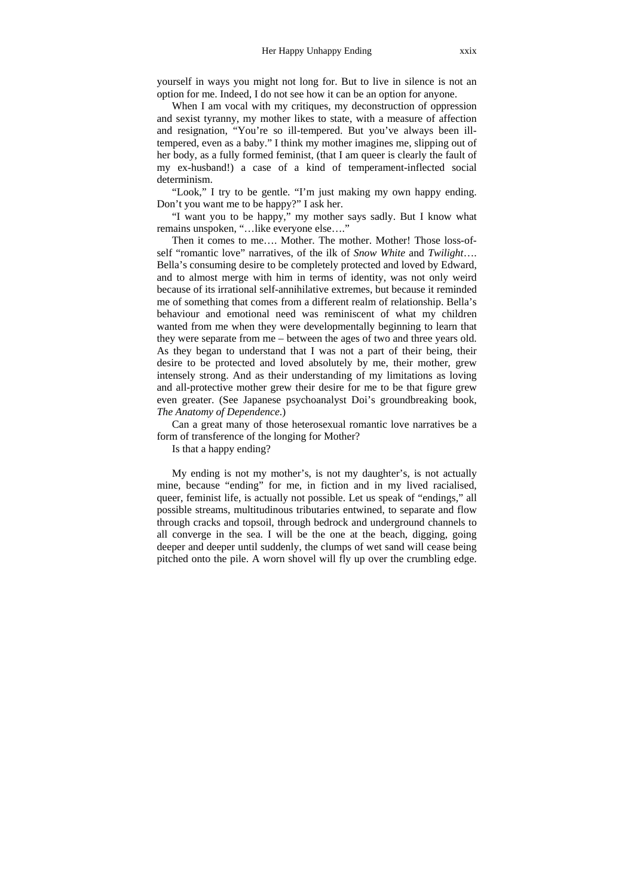yourself in ways you might not long for. But to live in silence is not an option for me. Indeed, I do not see how it can be an option for anyone.

When I am vocal with my critiques, my deconstruction of oppression and sexist tyranny, my mother likes to state, with a measure of affection and resignation, "You're so ill-tempered. But you've always been ill-tempered, even as a baby." I think my mother imagines me, slipping out of her body, as a fully formed feminist, (that I am queer is clearly the fault of my ex-husband!) a case of a kind of temperament-inflected social determinism.

"Look," I try to be gentle. "I'm just making my own happy ending. Don't you want me to be happy?" I ask her.

"I want you to be happy," my mother says sadly. But I know what remains unspoken, "…like everyone else…."

Then it comes to me…. Mother. The mother. Mother! Those loss-of-self "romantic love" narratives, of the ilk of *Snow White* and *Twilight*…. Bella's consuming desire to be completely protected and loved by Edward, and to almost merge with him in terms of identity, was not only weird because of its irrational self-annihilative extremes, but because it reminded me of something that comes from a different realm of relationship. Bella's behaviour and emotional need was reminiscent of what my children wanted from me when they were developmentally beginning to learn that they were separate from me – between the ages of two and three years old. As they began to understand that I was not a part of their being, their desire to be protected and loved absolutely by me, their mother, grew intensely strong. And as their understanding of my limitations as loving and all-protective mother grew their desire for me to be that figure grew even greater. (See Japanese psychoanalyst Doi's groundbreaking book, *The Anatomy of Dependence*.)

Can a great many of those heterosexual romantic love narratives be a form of transference of the longing for Mother?

Is that a happy ending?

My ending is not my mother's, is not my daughter's, is not actually mine, because "ending" for me, in fiction and in my lived racialised, queer, feminist life, is actually not possible. Let us speak of "endings," all possible streams, multitudinous tributaries entwined, to separate and flow through cracks and topsoil, through bedrock and underground channels to all converge in the sea. I will be the one at the beach, digging, going deeper and deeper until suddenly, the clumps of wet sand will cease being pitched onto the pile. A worn shovel will fly up over the crumbling edge.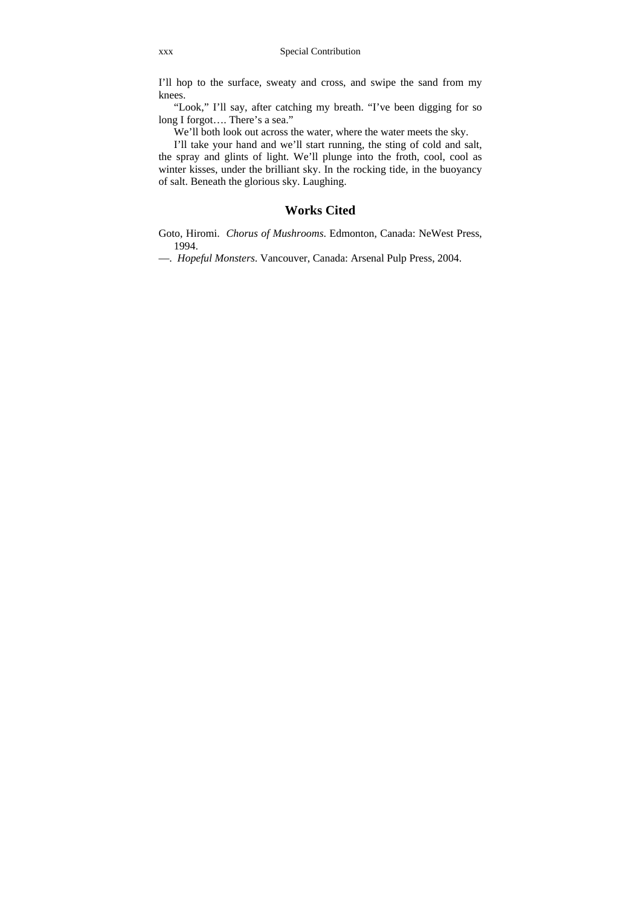I'll hop to the surface, sweaty and cross, and swipe the sand from my knees.

"Look," I'll say, after catching my breath. "I've been digging for so long I forgot…. There's a sea."

We'll both look out across the water, where the water meets the sky.

I'll take your hand and we'll start running, the sting of cold and salt, the spray and glints of light. We'll plunge into the froth, cool, cool as winter kisses, under the brilliant sky. In the rocking tide, in the buoyancy of salt. Beneath the glorious sky. Laughing.

## Works Cited

Goto, Hiromi. *Chorus of Mushrooms*. Edmonton, Canada: NeWest Press, 1994.

—. *Hopeful Monsters*. Vancouver, Canada: Arsenal Pulp Press, 2004.